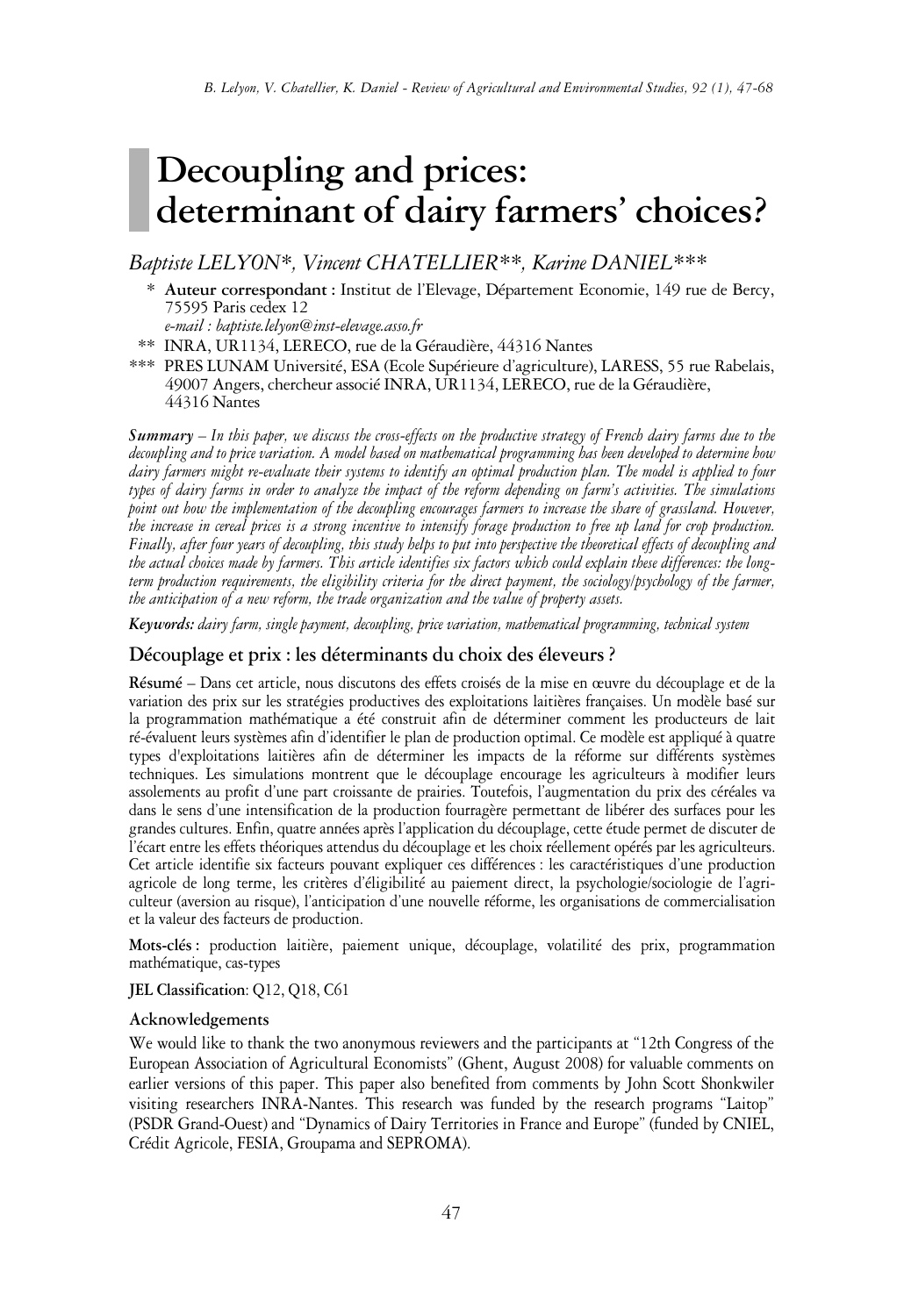# Decoupling and prices: determinant of dairy farmers' choices?

*Baptiste LELYON\*, Vincent CHATELLIER\*\*, Karine DANIEL\*\*\**

\* **Auteur correspondant :** Institut de l'Elevage, Département Economie, 149 rue de Bercy, 75595 Paris cedex 12
*e-mail : baptiste.lelyon@inst-elevage.asso.fr*

\*\* INRA, UR1134, LERECO, rue de la Géraudière, 44316 Nantes

\*\*\* PRES LUNAM Université, ESA (Ecole Supérieure d'agriculture), LARESS, 55 rue Rabelais, 49007 Angers, chercheur associé INRA, UR1134, LERECO, rue de la Géraudière, 44316 Nantes

***Summary** – In this paper, we discuss the cross-effects on the productive strategy of French dairy farms due to the decoupling and to price variation. A model based on mathematical programming has been developed to determine how dairy farmers might re-evaluate their systems to identify an optimal production plan. The model is applied to four types of dairy farms in order to analyze the impact of the reform depending on farm's activities. The simulations point out how the implementation of the decoupling encourages farmers to increase the share of grassland. However, the increase in cereal prices is a strong incentive to intensify forage production to free up land for crop production. Finally, after four years of decoupling, this study helps to put into perspective the theoretical effects of decoupling and the actual choices made by farmers. This article identifies six factors which could explain these differences: the long-term production requirements, the eligibility criteria for the direct payment, the sociology/psychology of the farmer, the anticipation of a new reform, the trade organization and the value of property assets.*

***Keywords:** dairy farm, single payment, decoupling, price variation, mathematical programming, technical system*

## Découplage et prix : les déterminants du choix des éleveurs ?

**Résumé** – Dans cet article, nous discutons des effets croisés de la mise en œuvre du découplage et de la variation des prix sur les stratégies productives des exploitations laitières françaises. Un modèle basé sur la programmation mathématique a été construit afin de déterminer comment les producteurs de lait ré-évaluent leurs systèmes afin d'identifier le plan de production optimal. Ce modèle est appliqué à quatre types d'exploitations laitières afin de déterminer les impacts de la réforme sur différents systèmes techniques. Les simulations montrent que le découplage encourage les agriculteurs à modifier leurs assolements au profit d'une part croissante de prairies. Toutefois, l'augmentation du prix des céréales va dans le sens d'une intensification de la production fourragère permettant de libérer des surfaces pour les grandes cultures. Enfin, quatre années après l'application du découplage, cette étude permet de discuter de l'écart entre les effets théoriques attendus du découplage et les choix réellement opérés par les agriculteurs. Cet article identifie six facteurs pouvant expliquer ces différences : les caractéristiques d'une production agricole de long terme, les critères d'éligibilité au paiement direct, la psychologie/sociologie de l'agriculteur (aversion au risque), l'anticipation d'une nouvelle réforme, les organisations de commercialisation et la valeur des facteurs de production.

**Mots-clés :** production laitière, paiement unique, découplage, volatilité des prix, programmation mathématique, cas-types

**JEL Classification**: Q12, Q18, C61

### Acknowledgements

We would like to thank the two anonymous reviewers and the participants at "12th Congress of the European Association of Agricultural Economists" (Ghent, August 2008) for valuable comments on earlier versions of this paper. This paper also benefited from comments by John Scott Shonkwiler visiting researchers INRA-Nantes. This research was funded by the research programs "Laitop" (PSDR Grand-Ouest) and "Dynamics of Dairy Territories in France and Europe" (funded by CNIEL, Crédit Agricole, FESIA, Groupama and SEPROMA).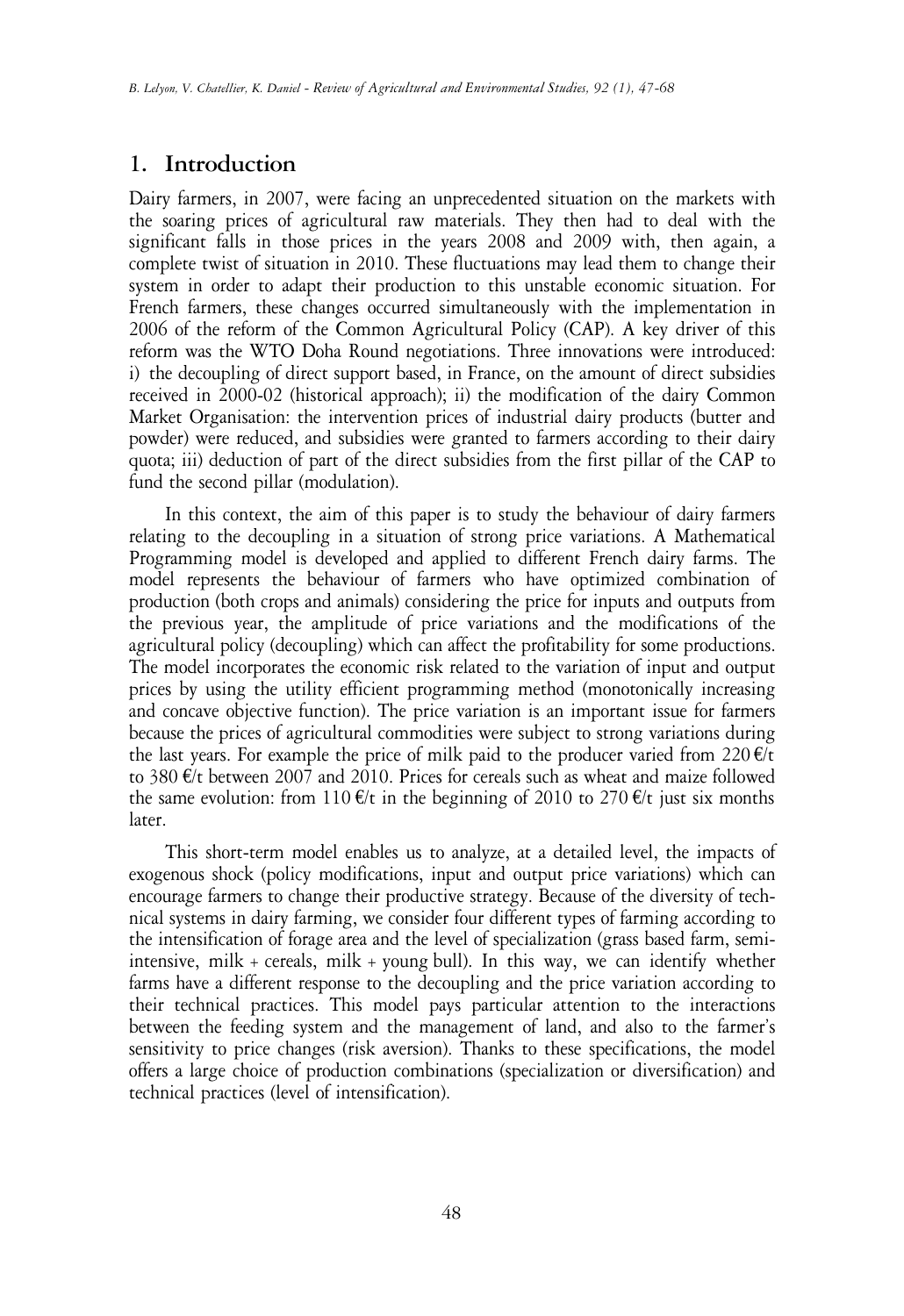## 1. Introduction

Dairy farmers, in 2007, were facing an unprecedented situation on the markets with the soaring prices of agricultural raw materials. They then had to deal with the significant falls in those prices in the years 2008 and 2009 with, then again, a complete twist of situation in 2010. These fluctuations may lead them to change their system in order to adapt their production to this unstable economic situation. For French farmers, these changes occurred simultaneously with the implementation in 2006 of the reform of the Common Agricultural Policy (CAP). A key driver of this reform was the WTO Doha Round negotiations. Three innovations were introduced: i) the decoupling of direct support based, in France, on the amount of direct subsidies received in 2000-02 (historical approach); ii) the modification of the dairy Common Market Organisation: the intervention prices of industrial dairy products (butter and powder) were reduced, and subsidies were granted to farmers according to their dairy quota; iii) deduction of part of the direct subsidies from the first pillar of the CAP to fund the second pillar (modulation).

In this context, the aim of this paper is to study the behaviour of dairy farmers relating to the decoupling in a situation of strong price variations. A Mathematical Programming model is developed and applied to different French dairy farms. The model represents the behaviour of farmers who have optimized combination of production (both crops and animals) considering the price for inputs and outputs from the previous year, the amplitude of price variations and the modifications of the agricultural policy (decoupling) which can affect the profitability for some productions. The model incorporates the economic risk related to the variation of input and output prices by using the utility efficient programming method (monotonically increasing and concave objective function). The price variation is an important issue for farmers because the prices of agricultural commodities were subject to strong variations during the last years. For example the price of milk paid to the producer varied from 220 €/t to 380 €/t between 2007 and 2010. Prices for cereals such as wheat and maize followed the same evolution: from 110 €/t in the beginning of 2010 to 270 €/t just six months later.

This short-term model enables us to analyze, at a detailed level, the impacts of exogenous shock (policy modifications, input and output price variations) which can encourage farmers to change their productive strategy. Because of the diversity of technical systems in dairy farming, we consider four different types of farming according to the intensification of forage area and the level of specialization (grass based farm, semi-intensive, milk + cereals, milk + young bull). In this way, we can identify whether farms have a different response to the decoupling and the price variation according to their technical practices. This model pays particular attention to the interactions between the feeding system and the management of land, and also to the farmer's sensitivity to price changes (risk aversion). Thanks to these specifications, the model offers a large choice of production combinations (specialization or diversification) and technical practices (level of intensification).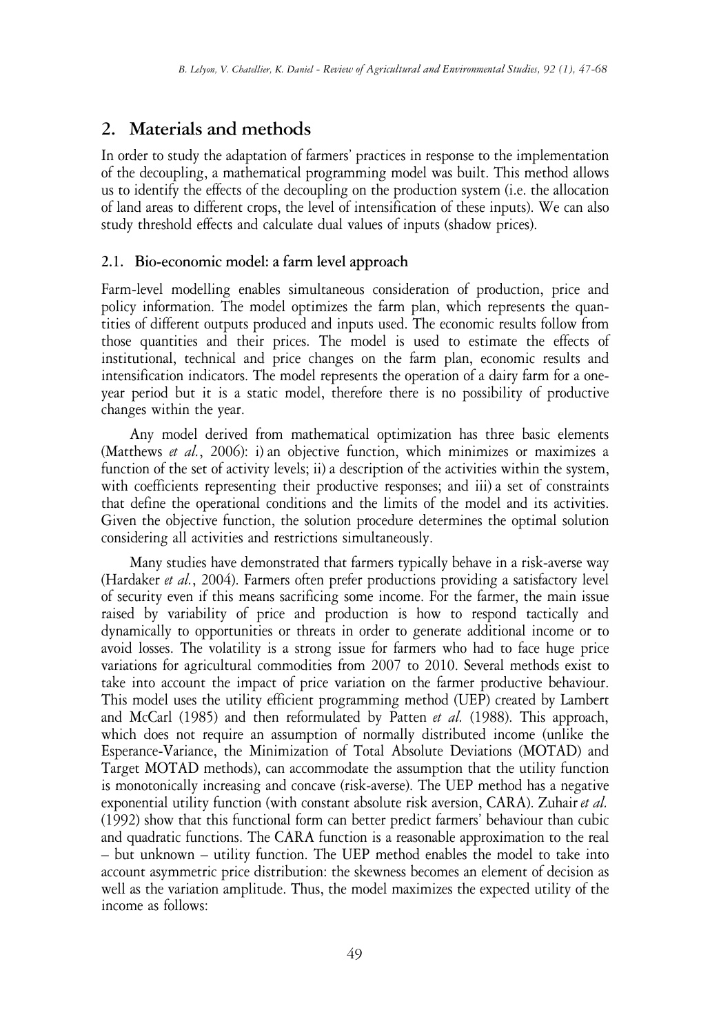## 2. Materials and methods

In order to study the adaptation of farmers' practices in response to the implementation of the decoupling, a mathematical programming model was built. This method allows us to identify the effects of the decoupling on the production system (i.e. the allocation of land areas to different crops, the level of intensification of these inputs). We can also study threshold effects and calculate dual values of inputs (shadow prices).

### 2.1. Bio-economic model: a farm level approach

Farm-level modelling enables simultaneous consideration of production, price and policy information. The model optimizes the farm plan, which represents the quantities of different outputs produced and inputs used. The economic results follow from those quantities and their prices. The model is used to estimate the effects of institutional, technical and price changes on the farm plan, economic results and intensification indicators. The model represents the operation of a dairy farm for a one-year period but it is a static model, therefore there is no possibility of productive changes within the year.

Any model derived from mathematical optimization has three basic elements (Matthews *et al.*, 2006): i) an objective function, which minimizes or maximizes a function of the set of activity levels; ii) a description of the activities within the system, with coefficients representing their productive responses; and iii) a set of constraints that define the operational conditions and the limits of the model and its activities. Given the objective function, the solution procedure determines the optimal solution considering all activities and restrictions simultaneously.

Many studies have demonstrated that farmers typically behave in a risk-averse way (Hardaker *et al.*, 2004). Farmers often prefer productions providing a satisfactory level of security even if this means sacrificing some income. For the farmer, the main issue raised by variability of price and production is how to respond tactically and dynamically to opportunities or threats in order to generate additional income or to avoid losses. The volatility is a strong issue for farmers who had to face huge price variations for agricultural commodities from 2007 to 2010. Several methods exist to take into account the impact of price variation on the farmer productive behaviour. This model uses the utility efficient programming method (UEP) created by Lambert and McCarl (1985) and then reformulated by Patten *et al.* (1988). This approach, which does not require an assumption of normally distributed income (unlike the Esperance-Variance, the Minimization of Total Absolute Deviations (MOTAD) and Target MOTAD methods), can accommodate the assumption that the utility function is monotonically increasing and concave (risk-averse). The UEP method has a negative exponential utility function (with constant absolute risk aversion, CARA). Zuhair *et al.* (1992) show that this functional form can better predict farmers' behaviour than cubic and quadratic functions. The CARA function is a reasonable approximation to the real – but unknown – utility function. The UEP method enables the model to take into account asymmetric price distribution: the skewness becomes an element of decision as well as the variation amplitude. Thus, the model maximizes the expected utility of the income as follows: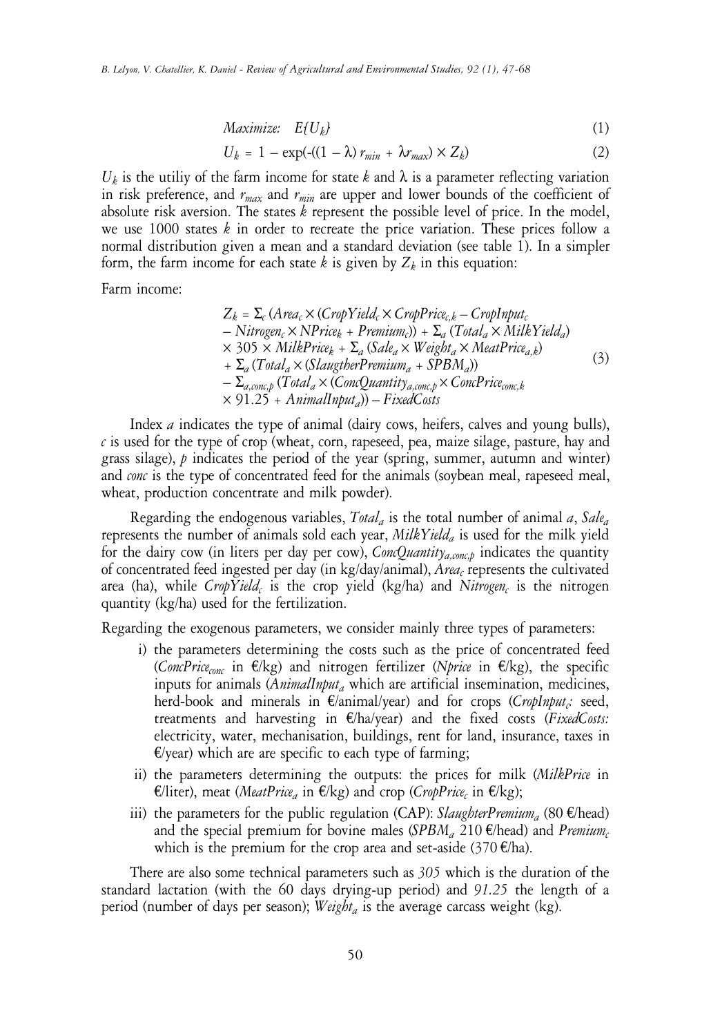$$Maximize: \quad E\{U_k\} \tag{1}$$

$$U_k = 1 - \exp(-((1 - \lambda)\, r_{min} + \lambda r_{max}) \times Z_k) \tag{2}$$

$U_k$ is the utiliy of the farm income for state $k$ and $\lambda$ is a parameter reflecting variation in risk preference, and $r_{max}$ and $r_{min}$ are upper and lower bounds of the coefficient of absolute risk aversion. The states $k$ represent the possible level of price. In the model, we use 1000 states $k$ in order to recreate the price variation. These prices follow a normal distribution given a mean and a standard deviation (see table 1). In a simpler form, the farm income for each state $k$ is given by $Z_k$ in this equation:

Farm income:

$$\begin{aligned} Z_k = {} & \Sigma_c\,(Area_c \times (CropYield_c \times CropPrice_{c,k} - CropInput_c \\ & - Nitrogen_c \times NPrice_k + Premium_c)) + \Sigma_a\,(Total_a \times MilkYield_a) \\ & \times 305 \times MilkPrice_k + \Sigma_a\,(Sale_a \times Weight_a \times MeatPrice_{a,k}) \\ & + \Sigma_a\,(Total_a \times (SlaugtherPremium_a + SPBM_a)) \\ & - \Sigma_{a,conc,p}\,(Total_a \times (ConcQuantity_{a,conc,p} \times ConcPrice_{conc,k} \\ & \times 91.25 + AnimalInput_a)) - FixedCosts \end{aligned} \tag{3}$$

Index $a$ indicates the type of animal (dairy cows, heifers, calves and young bulls), $c$ is used for the type of crop (wheat, corn, rapeseed, pea, maize silage, pasture, hay and grass silage), $p$ indicates the period of the year (spring, summer, autumn and winter) and $conc$ is the type of concentrated feed for the animals (soybean meal, rapeseed meal, wheat, production concentrate and milk powder).

Regarding the endogenous variables, $Total_a$ is the total number of animal $a$, $Sale_a$ represents the number of animals sold each year, $MilkYield_a$ is used for the milk yield for the dairy cow (in liters per day per cow), $ConcQuantity_{a,conc,p}$ indicates the quantity of concentrated feed ingested per day (in kg/day/animal), $Area_c$ represents the cultivated area (ha), while $CropYield_c$ is the crop yield (kg/ha) and $Nitrogen_c$ is the nitrogen quantity (kg/ha) used for the fertilization.

Regarding the exogenous parameters, we consider mainly three types of parameters:

i) the parameters determining the costs such as the price of concentrated feed ($ConcPrice_{conc}$ in €/kg) and nitrogen fertilizer ($Nprice$ in €/kg), the specific inputs for animals ($AnimalInput_a$ which are artificial insemination, medicines, herd-book and minerals in €/animal/year) and for crops ($CropInput_c$: seed, treatments and harvesting in €/ha/year) and the fixed costs ($FixedCosts$: electricity, water, mechanisation, buildings, rent for land, insurance, taxes in €/year) which are are specific to each type of farming;

ii) the parameters determining the outputs: the prices for milk ($MilkPrice$ in €/liter), meat ($MeatPrice_a$ in €/kg) and crop ($CropPrice_c$ in €/kg);

iii) the parameters for the public regulation (CAP): $SlaughterPremium_a$ (80 €/head) and the special premium for bovine males ($SPBM_a$ 210 €/head) and $Premium_c$ which is the premium for the crop area and set-aside (370 €/ha).

There are also some technical parameters such as *305* which is the duration of the standard lactation (with the 60 days drying-up period) and *91.25* the length of a period (number of days per season); $Weight_a$ is the average carcass weight (kg).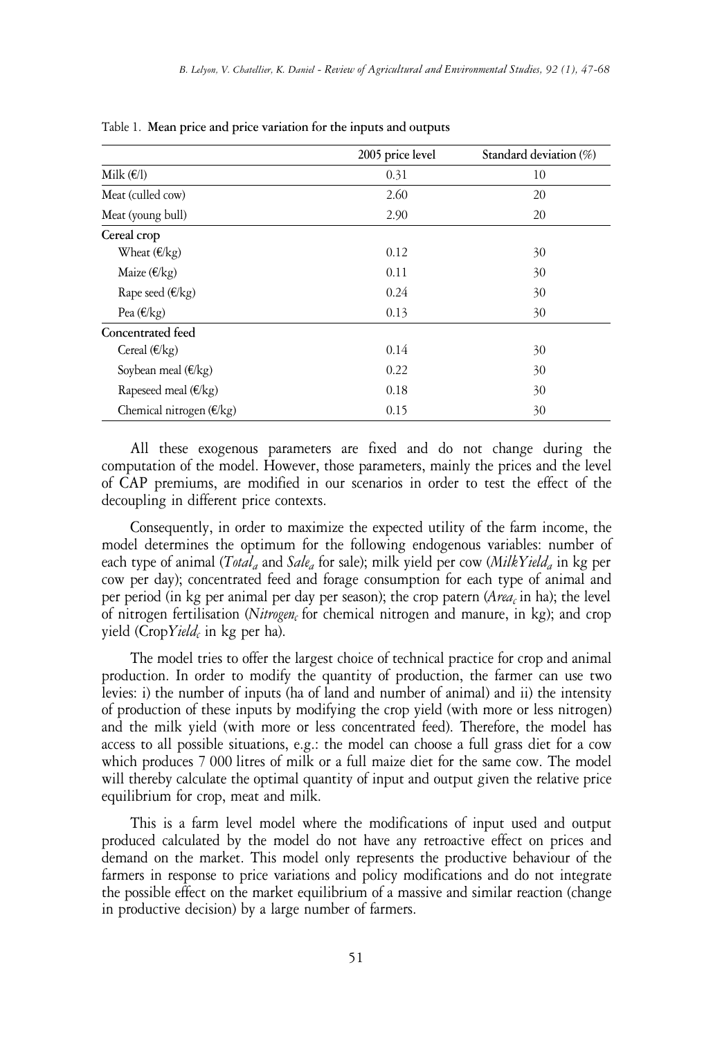Table 1. **Mean price and price variation for the inputs and outputs**

| | 2005 price level | Standard deviation (%) |
|---|---|---|
| Milk (€/l) | 0.31 | 10 |
| Meat (culled cow) | 2.60 | 20 |
| Meat (young bull) | 2.90 | 20 |
| **Cereal crop** | | |
| Wheat (€/kg) | 0.12 | 30 |
| Maize (€/kg) | 0.11 | 30 |
| Rape seed (€/kg) | 0.24 | 30 |
| Pea (€/kg) | 0.13 | 30 |
| **Concentrated feed** | | |
| Cereal (€/kg) | 0.14 | 30 |
| Soybean meal (€/kg) | 0.22 | 30 |
| Rapeseed meal (€/kg) | 0.18 | 30 |
| Chemical nitrogen (€/kg) | 0.15 | 30 |

All these exogenous parameters are fixed and do not change during the computation of the model. However, those parameters, mainly the prices and the level of CAP premiums, are modified in our scenarios in order to test the effect of the decoupling in different price contexts.

Consequently, in order to maximize the expected utility of the farm income, the model determines the optimum for the following endogenous variables: number of each type of animal ($Total_a$ and $Sale_a$ for sale); milk yield per cow ($MilkYield_a$ in kg per cow per day); concentrated feed and forage consumption for each type of animal and per period (in kg per animal per day per season); the crop patern ($Area_c$ in ha); the level of nitrogen fertilisation ($Nitrogen_c$ for chemical nitrogen and manure, in kg); and crop yield (Crop$Yield_c$ in kg per ha).

The model tries to offer the largest choice of technical practice for crop and animal production. In order to modify the quantity of production, the farmer can use two levies: i) the number of inputs (ha of land and number of animal) and ii) the intensity of production of these inputs by modifying the crop yield (with more or less nitrogen) and the milk yield (with more or less concentrated feed). Therefore, the model has access to all possible situations, e.g.: the model can choose a full grass diet for a cow which produces 7 000 litres of milk or a full maize diet for the same cow. The model will thereby calculate the optimal quantity of input and output given the relative price equilibrium for crop, meat and milk.

This is a farm level model where the modifications of input used and output produced calculated by the model do not have any retroactive effect on prices and demand on the market. This model only represents the productive behaviour of the farmers in response to price variations and policy modifications and do not integrate the possible effect on the market equilibrium of a massive and similar reaction (change in productive decision) by a large number of farmers.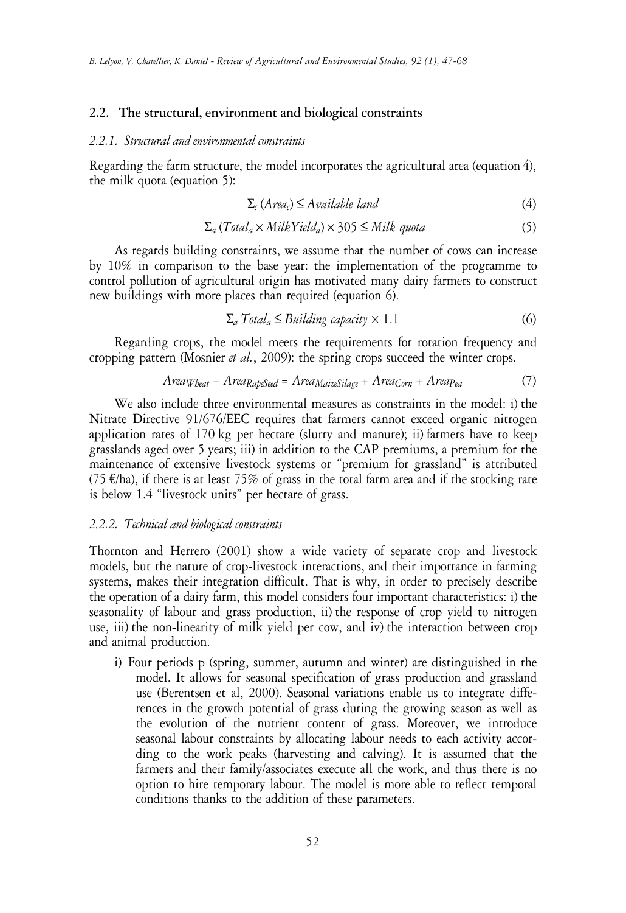## 2.2. The structural, environment and biological constraints

### 2.2.1. Structural and environmental constraints

Regarding the farm structure, the model incorporates the agricultural area (equation 4), the milk quota (equation 5):

$$\Sigma_c (Area_c) \leq Available\ land \tag{4}$$

$$\Sigma_a (Total_a \times MilkYield_a) \times 305 \leq Milk\ quota \tag{5}$$

As regards building constraints, we assume that the number of cows can increase by 10% in comparison to the base year: the implementation of the programme to control pollution of agricultural origin has motivated many dairy farmers to construct new buildings with more places than required (equation 6).

$$\Sigma_a Total_a \leq Building\ capacity \times 1.1 \tag{6}$$

Regarding crops, the model meets the requirements for rotation frequency and cropping pattern (Mosnier *et al.*, 2009): the spring crops succeed the winter crops.

$$Area_{Wheat} + Area_{RapeSeed} = Area_{MaizeSilage} + Area_{Corn} + Area_{Pea} \tag{7}$$

We also include three environmental measures as constraints in the model: i) the Nitrate Directive 91/676/EEC requires that farmers cannot exceed organic nitrogen application rates of 170 kg per hectare (slurry and manure); ii) farmers have to keep grasslands aged over 5 years; iii) in addition to the CAP premiums, a premium for the maintenance of extensive livestock systems or "premium for grassland" is attributed (75 €/ha), if there is at least 75% of grass in the total farm area and if the stocking rate is below 1.4 "livestock units" per hectare of grass.

### 2.2.2. Technical and biological constraints

Thornton and Herrero (2001) show a wide variety of separate crop and livestock models, but the nature of crop-livestock interactions, and their importance in farming systems, makes their integration difficult. That is why, in order to precisely describe the operation of a dairy farm, this model considers four important characteristics: i) the seasonality of labour and grass production, ii) the response of crop yield to nitrogen use, iii) the non-linearity of milk yield per cow, and iv) the interaction between crop and animal production.

i) Four periods p (spring, summer, autumn and winter) are distinguished in the model. It allows for seasonal specification of grass production and grassland use (Berentsen et al, 2000). Seasonal variations enable us to integrate differences in the growth potential of grass during the growing season as well as the evolution of the nutrient content of grass. Moreover, we introduce seasonal labour constraints by allocating labour needs to each activity according to the work peaks (harvesting and calving). It is assumed that the farmers and their family/associates execute all the work, and thus there is no option to hire temporary labour. The model is more able to reflect temporal conditions thanks to the addition of these parameters.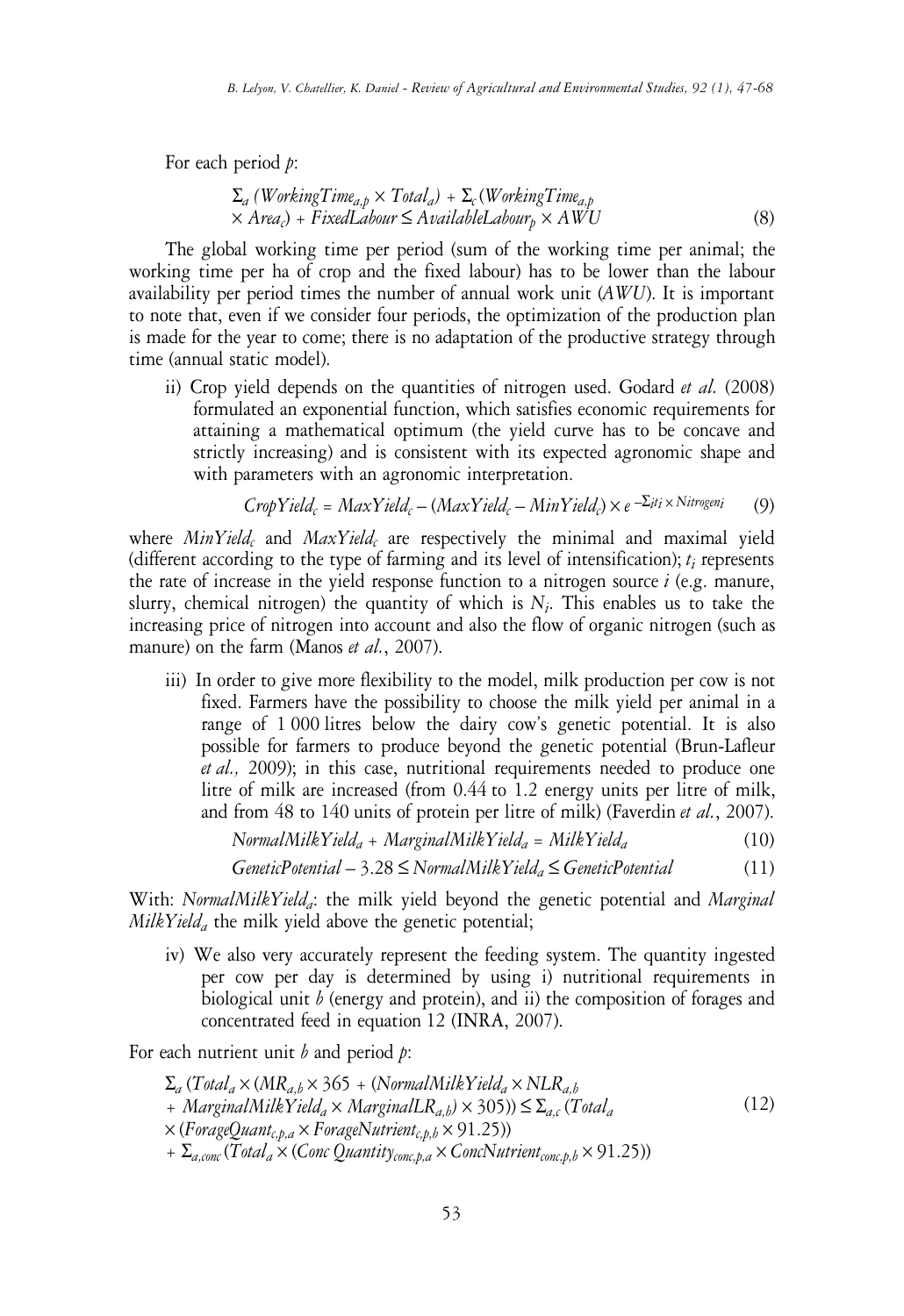For each period $p$:

$$\Sigma_a \left(WorkingTime_{a,p} \times Total_a\right) + \Sigma_c \left(WorkingTime_{a,p} \times Area_c\right) + FixedLabour \leq AvailableLabour_p \times AWU \tag{8}$$

The global working time per period (sum of the working time per animal; the working time per ha of crop and the fixed labour) has to be lower than the labour availability per period times the number of annual work unit ($AWU$). It is important to note that, even if we consider four periods, the optimization of the production plan is made for the year to come; there is no adaptation of the productive strategy through time (annual static model).

ii) Crop yield depends on the quantities of nitrogen used. Godard *et al.* (2008) formulated an exponential function, which satisfies economic requirements for attaining a mathematical optimum (the yield curve has to be concave and strictly increasing) and is consistent with its expected agronomic shape and with parameters with an agronomic interpretation.

$$CropYield_c = MaxYield_c - (MaxYield_c - MinYield_c) \times e^{-\Sigma_i t_i \times Nitrogen_i} \tag{9}$$

where $MinYield_c$ and $MaxYield_c$ are respectively the minimal and maximal yield (different according to the type of farming and its level of intensification); $t_i$ represents the rate of increase in the yield response function to a nitrogen source $i$ (e.g. manure, slurry, chemical nitrogen) the quantity of which is $N_i$. This enables us to take the increasing price of nitrogen into account and also the flow of organic nitrogen (such as manure) on the farm (Manos *et al.*, 2007).

iii) In order to give more flexibility to the model, milk production per cow is not fixed. Farmers have the possibility to choose the milk yield per animal in a range of 1 000 litres below the dairy cow's genetic potential. It is also possible for farmers to produce beyond the genetic potential (Brun-Lafleur *et al.,* 2009); in this case, nutritional requirements needed to produce one litre of milk are increased (from 0.44 to 1.2 energy units per litre of milk, and from 48 to 140 units of protein per litre of milk) (Faverdin *et al.*, 2007).

$$NormalMilkYield_a + MarginalMilkYield_a = MilkYield_a \tag{10}$$

$$GeneticPotential - 3.28 \leq NormalMilkYield_a \leq GeneticPotential \tag{11}$$

With: $NormalMilkYield_a$: the milk yield beyond the genetic potential and $MarginalMilkYield_a$ the milk yield above the genetic potential;

iv) We also very accurately represent the feeding system. The quantity ingested per cow per day is determined by using i) nutritional requirements in biological unit $b$ (energy and protein), and ii) the composition of forages and concentrated feed in equation 12 (INRA, 2007).

For each nutrient unit $b$ and period $p$:

$$\begin{aligned}
&\Sigma_a \left(Total_a \times \left(MR_{a,b} \times 365 + \left(NormalMilkYield_a \times NLR_{a,b} + MarginalMilkYield_a \times MarginalLR_{a,b}\right) \times 305\right)\right) \leq \Sigma_{a,c} \left(Total_a \right. \\
&\left. \times \left(ForageQuant_{c,p,a} \times ForageNutrient_{c,p,b} \times 91.25\right)\right) \\
&+ \Sigma_{a,conc} \left(Total_a \times \left(Conc\,Quantity_{conc,p,a} \times ConcNutrient_{conc,p,b} \times 91.25\right)\right)
\end{aligned} \tag{12}$$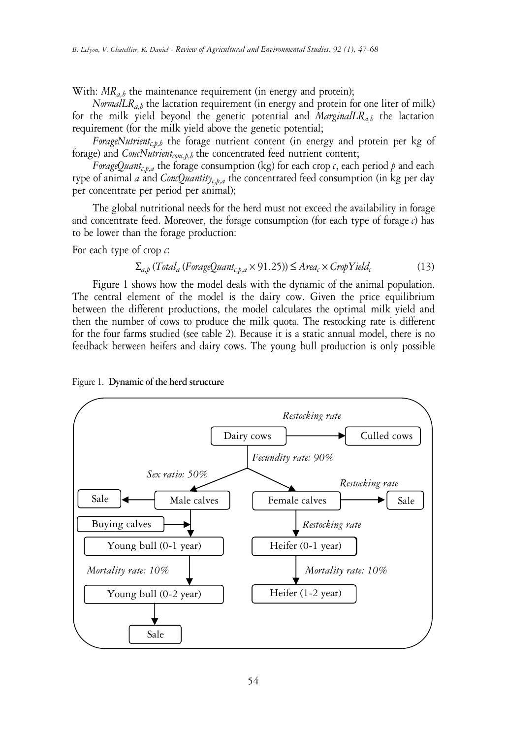With: $MR_{a,b}$ the maintenance requirement (in energy and protein);

$NormalLR_{a,b}$ the lactation requirement (in energy and protein for one liter of milk) for the milk yield beyond the genetic potential and $MarginalLR_{a,b}$ the lactation requirement (for the milk yield above the genetic potential;

$ForageNutrient_{c,p,b}$ the forage nutrient content (in energy and protein per kg of forage) and $ConcNutrient_{conc,p,b}$ the concentrated feed nutrient content;

$ForageQuant_{c,p,a}$ the forage consumption (kg) for each crop $c$, each period $p$ and each type of animal $a$ and $ConcQuantity_{c,p,a}$ the concentrated feed consumption (in kg per day per concentrate per period per animal);

The global nutritional needs for the herd must not exceed the availability in forage and concentrate feed. Moreover, the forage consumption (for each type of forage $c$) has to be lower than the forage production:

For each type of crop $c$:

$$\Sigma_{a,p} (Total_a (ForageQuant_{c,p,a} \times 91.25)) \leq Area_c \times CropYield_c \qquad (13)$$

Figure 1 shows how the model deals with the dynamic of the animal population. The central element of the model is the dairy cow. Given the price equilibrium between the different productions, the model calculates the optimal milk yield and then the number of cows to produce the milk quota. The restocking rate is different for the four farms studied (see table 2). Because it is a static annual model, there is no feedback between heifers and dairy cows. The young bull production is only possible

Figure 1. **Dynamic of the herd structure**

Dairy cows → (*Restocking rate*) → Culled cows

Dairy cows → (*Fecundity rate: 90%*; *Sex ratio: 50%*) → Male calves / Female calves

Male calves → Sale

Buying calves → Young bull (0-1 year)

Male calves → Young bull (0-1 year) → (*Mortality rate: 10%*) → Young bull (0-2 year) → Sale

Female calves → (*Restocking rate*) → Sale

Female calves → (*Restocking rate*) → Heifer (0-1 year) → (*Mortality rate: 10%*) → Heifer (1-2 year)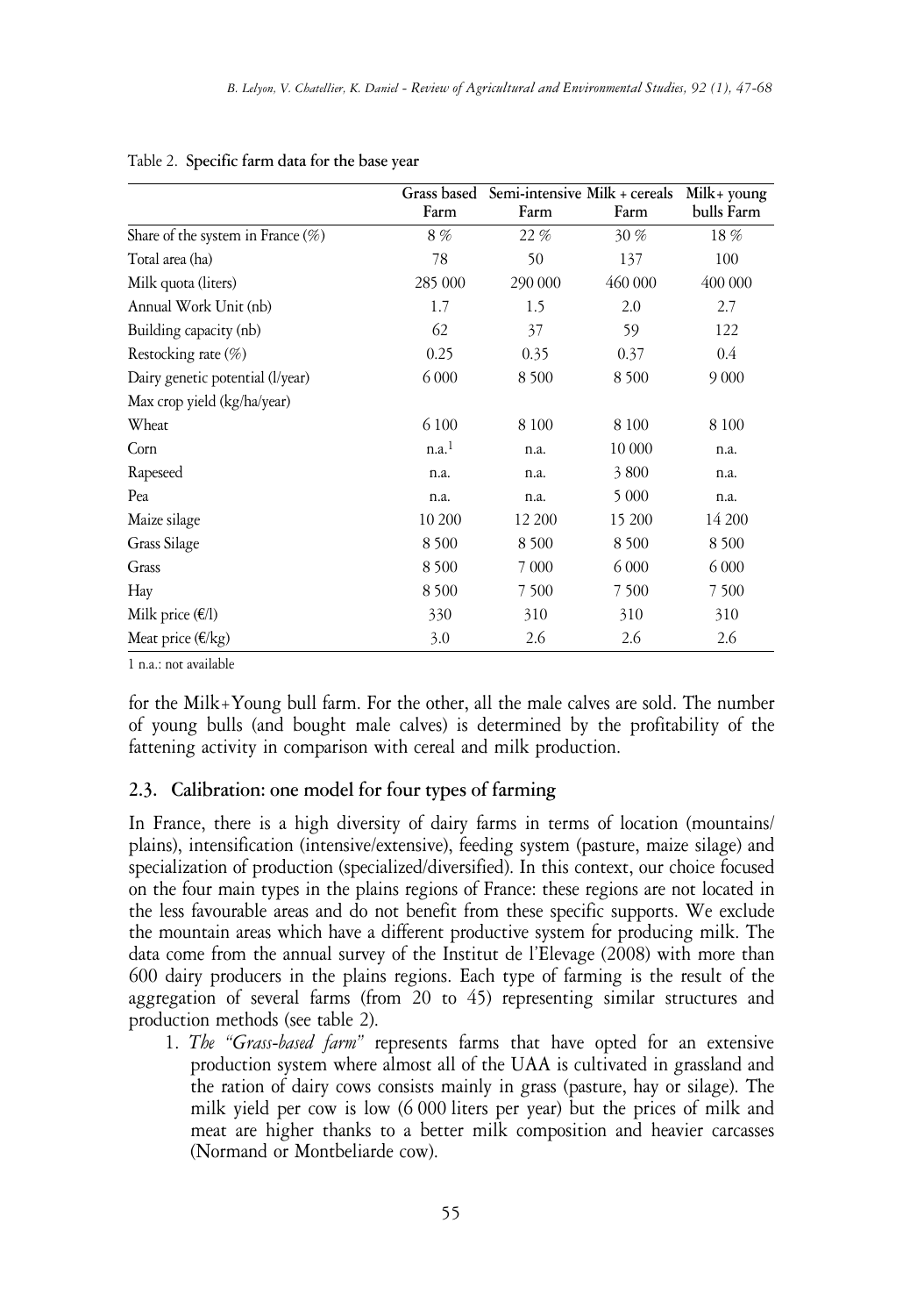Table 2. **Specific farm data for the base year**

| | Grass based Farm | Semi-intensive Farm | Milk + cereals Farm | Milk+ young bulls Farm |
|---|---|---|---|---|
| Share of the system in France (%) | 8 % | 22 % | 30 % | 18 % |
| Total area (ha) | 78 | 50 | 137 | 100 |
| Milk quota (liters) | 285 000 | 290 000 | 460 000 | 400 000 |
| Annual Work Unit (nb) | 1.7 | 1.5 | 2.0 | 2.7 |
| Building capacity (nb) | 62 | 37 | 59 | 122 |
| Restocking rate (%) | 0.25 | 0.35 | 0.37 | 0.4 |
| Dairy genetic potential (l/year) | 6 000 | 8 500 | 8 500 | 9 000 |
| Max crop yield (kg/ha/year) | | | | |
| Wheat | 6 100 | 8 100 | 8 100 | 8 100 |
| Corn | n.a.[1] | n.a. | 10 000 | n.a. |
| Rapeseed | n.a. | n.a. | 3 800 | n.a. |
| Pea | n.a. | n.a. | 5 000 | n.a. |
| Maize silage | 10 200 | 12 200 | 15 200 | 14 200 |
| Grass Silage | 8 500 | 8 500 | 8 500 | 8 500 |
| Grass | 8 500 | 7 000 | 6 000 | 6 000 |
| Hay | 8 500 | 7 500 | 7 500 | 7 500 |
| Milk price (€/l) | 330 | 310 | 310 | 310 |
| Meat price (€/kg) | 3.0 | 2.6 | 2.6 | 2.6 |

1 n.a.: not available

for the Milk+Young bull farm. For the other, all the male calves are sold. The number of young bulls (and bought male calves) is determined by the profitability of the fattening activity in comparison with cereal and milk production.

### 2.3. Calibration: one model for four types of farming

In France, there is a high diversity of dairy farms in terms of location (mountains/plains), intensification (intensive/extensive), feeding system (pasture, maize silage) and specialization of production (specialized/diversified). In this context, our choice focused on the four main types in the plains regions of France: these regions are not located in the less favourable areas and do not benefit from these specific supports. We exclude the mountain areas which have a different productive system for producing milk. The data come from the annual survey of the Institut de l'Elevage (2008) with more than 600 dairy producers in the plains regions. Each type of farming is the result of the aggregation of several farms (from 20 to 45) representing similar structures and production methods (see table 2).

1. *The "Grass-based farm"* represents farms that have opted for an extensive production system where almost all of the UAA is cultivated in grassland and the ration of dairy cows consists mainly in grass (pasture, hay or silage). The milk yield per cow is low (6 000 liters per year) but the prices of milk and meat are higher thanks to a better milk composition and heavier carcasses (Normand or Montbeliarde cow).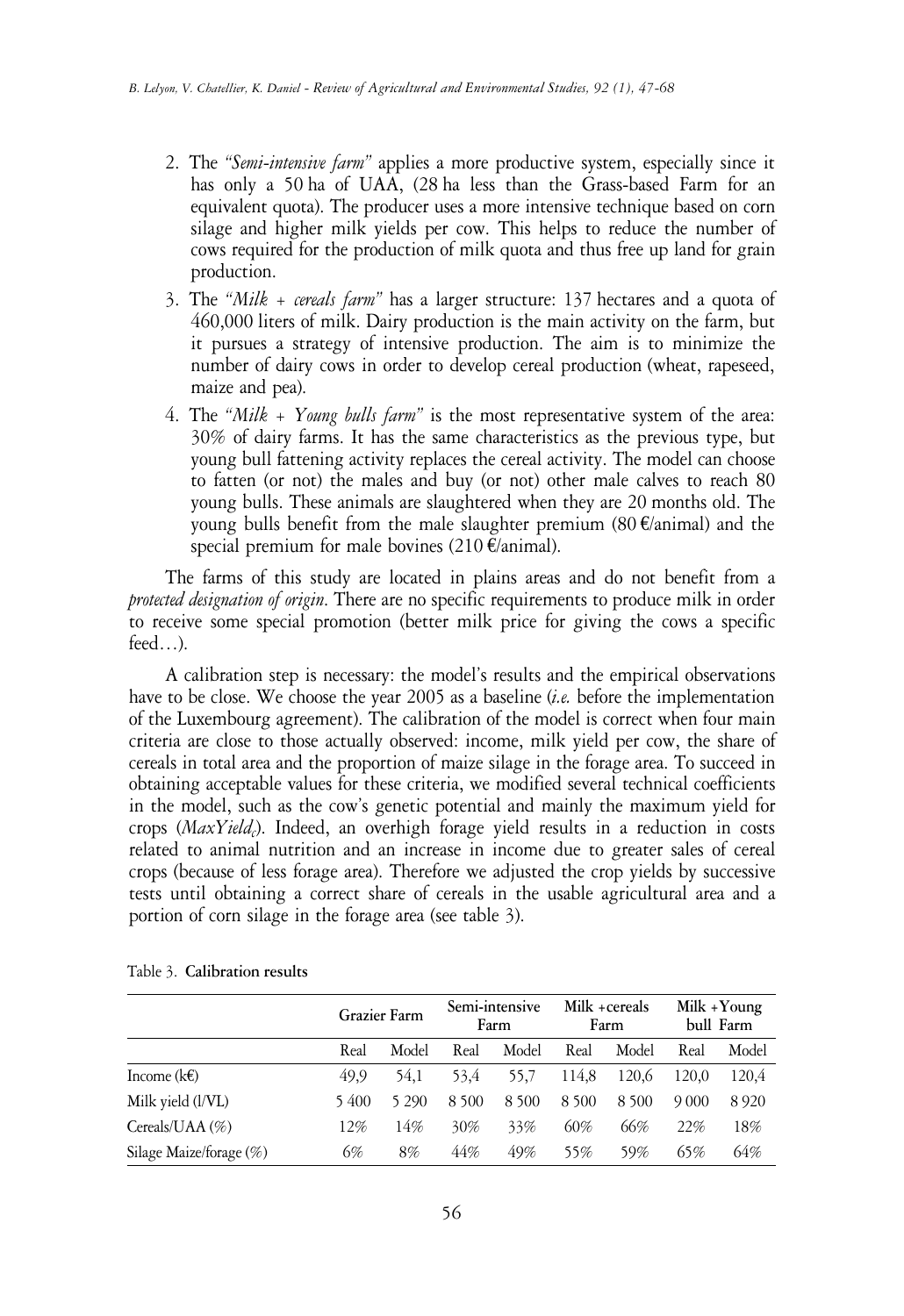2. The *"Semi-intensive farm"* applies a more productive system, especially since it has only a 50 ha of UAA, (28 ha less than the Grass-based Farm for an equivalent quota). The producer uses a more intensive technique based on corn silage and higher milk yields per cow. This helps to reduce the number of cows required for the production of milk quota and thus free up land for grain production.
3. The *"Milk + cereals farm"* has a larger structure: 137 hectares and a quota of 460,000 liters of milk. Dairy production is the main activity on the farm, but it pursues a strategy of intensive production. The aim is to minimize the number of dairy cows in order to develop cereal production (wheat, rapeseed, maize and pea).
4. The *"Milk + Young bulls farm"* is the most representative system of the area: 30% of dairy farms. It has the same characteristics as the previous type, but young bull fattening activity replaces the cereal activity. The model can choose to fatten (or not) the males and buy (or not) other male calves to reach 80 young bulls. These animals are slaughtered when they are 20 months old. The young bulls benefit from the male slaughter premium (80 €/animal) and the special premium for male bovines (210 €/animal).

The farms of this study are located in plains areas and do not benefit from a *protected designation of origin*. There are no specific requirements to produce milk in order to receive some special promotion (better milk price for giving the cows a specific feed…).

A calibration step is necessary: the model's results and the empirical observations have to be close. We choose the year 2005 as a baseline (*i.e.* before the implementation of the Luxembourg agreement). The calibration of the model is correct when four main criteria are close to those actually observed: income, milk yield per cow, the share of cereals in total area and the proportion of maize silage in the forage area. To succeed in obtaining acceptable values for these criteria, we modified several technical coefficients in the model, such as the cow's genetic potential and mainly the maximum yield for crops ($MaxYield_c$). Indeed, an overhigh forage yield results in a reduction in costs related to animal nutrition and an increase in income due to greater sales of cereal crops (because of less forage area). Therefore we adjusted the crop yields by successive tests until obtaining a correct share of cereals in the usable agricultural area and a portion of corn silage in the forage area (see table 3).

Table 3. **Calibration results**

| | Grazier Farm | | Semi-intensive Farm | | Milk +cereals Farm | | Milk +Young bull Farm | |
|---|---|---|---|---|---|---|---|---|
| | Real | Model | Real | Model | Real | Model | Real | Model |
| Income (k€) | 49,9 | 54,1 | 53,4 | 55,7 | 114,8 | 120,6 | 120,0 | 120,4 |
| Milk yield (l/VL) | 5 400 | 5 290 | 8 500 | 8 500 | 8 500 | 8 500 | 9 000 | 8 920 |
| Cereals/UAA (%) | 12% | 14% | 30% | 33% | 60% | 66% | 22% | 18% |
| Silage Maize/forage (%) | 6% | 8% | 44% | 49% | 55% | 59% | 65% | 64% |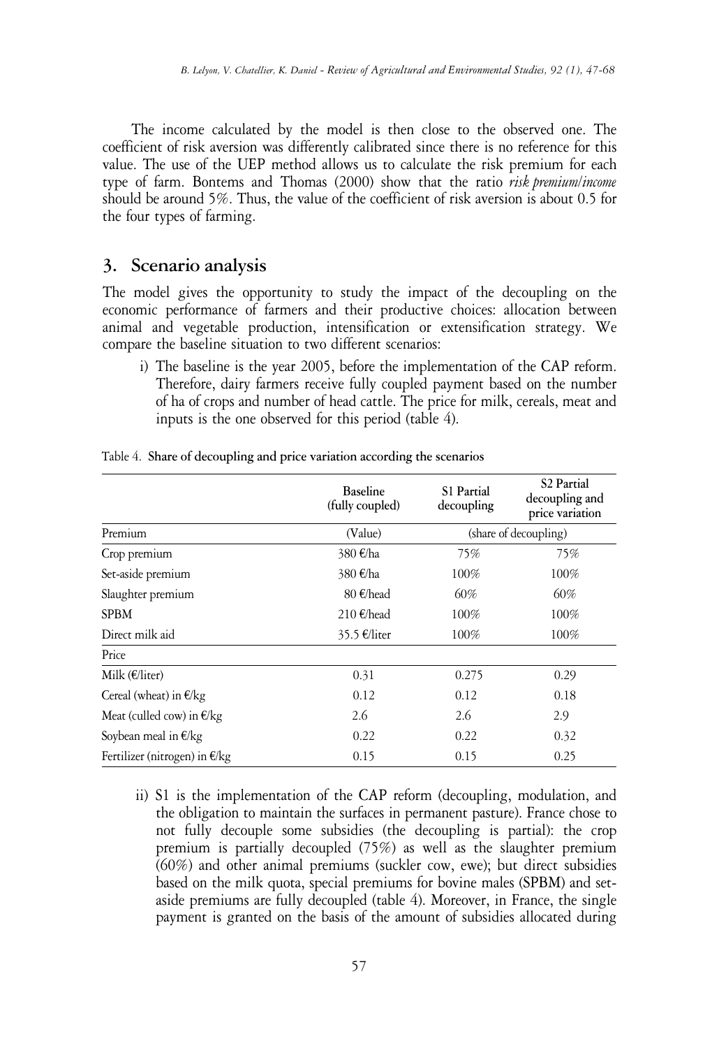The income calculated by the model is then close to the observed one. The coefficient of risk aversion was differently calibrated since there is no reference for this value. The use of the UEP method allows us to calculate the risk premium for each type of farm. Bontems and Thomas (2000) show that the ratio *risk premium/income* should be around 5%. Thus, the value of the coefficient of risk aversion is about 0.5 for the four types of farming.

## 3. Scenario analysis

The model gives the opportunity to study the impact of the decoupling on the economic performance of farmers and their productive choices: allocation between animal and vegetable production, intensification or extensification strategy. We compare the baseline situation to two different scenarios:

i) The baseline is the year 2005, before the implementation of the CAP reform. Therefore, dairy farmers receive fully coupled payment based on the number of ha of crops and number of head cattle. The price for milk, cereals, meat and inputs is the one observed for this period (table 4).

Table 4. **Share of decoupling and price variation according the scenarios**

| | Baseline (fully coupled) | S1 Partial decoupling | S2 Partial decoupling and price variation |
|---|---|---|---|
| Premium | (Value) | (share of decoupling) | |
| Crop premium | 380 €/ha | 75% | 75% |
| Set-aside premium | 380 €/ha | 100% | 100% |
| Slaughter premium | 80 €/head | 60% | 60% |
| SPBM | 210 €/head | 100% | 100% |
| Direct milk aid | 35.5 €/liter | 100% | 100% |
| Price | | | |
| Milk (€/liter) | 0.31 | 0.275 | 0.29 |
| Cereal (wheat) in €/kg | 0.12 | 0.12 | 0.18 |
| Meat (culled cow) in €/kg | 2.6 | 2.6 | 2.9 |
| Soybean meal in €/kg | 0.22 | 0.22 | 0.32 |
| Fertilizer (nitrogen) in €/kg | 0.15 | 0.15 | 0.25 |

ii) S1 is the implementation of the CAP reform (decoupling, modulation, and the obligation to maintain the surfaces in permanent pasture). France chose to not fully decouple some subsidies (the decoupling is partial): the crop premium is partially decoupled (75%) as well as the slaughter premium (60%) and other animal premiums (suckler cow, ewe); but direct subsidies based on the milk quota, special premiums for bovine males (SPBM) and set-aside premiums are fully decoupled (table 4). Moreover, in France, the single payment is granted on the basis of the amount of subsidies allocated during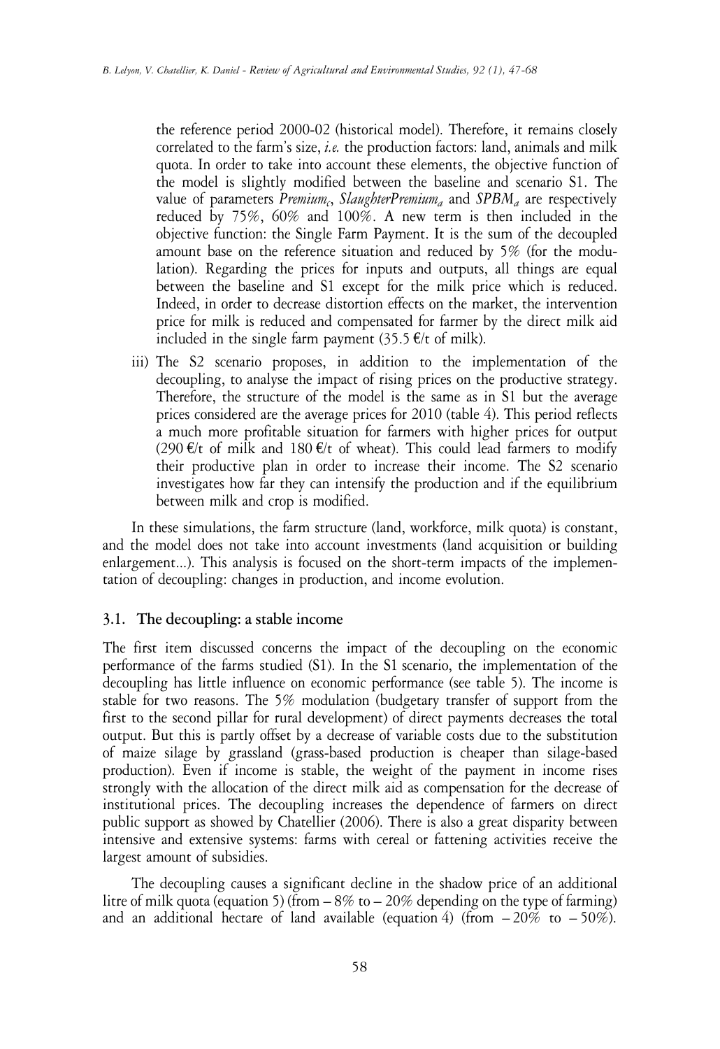the reference period 2000-02 (historical model). Therefore, it remains closely correlated to the farm's size, *i.e.* the production factors: land, animals and milk quota. In order to take into account these elements, the objective function of the model is slightly modified between the baseline and scenario S1. The value of parameters $Premium_c$, $SlaughterPremium_a$ and $SPBM_a$ are respectively reduced by 75%, 60% and 100%. A new term is then included in the objective function: the Single Farm Payment. It is the sum of the decoupled amount base on the reference situation and reduced by 5% (for the modulation). Regarding the prices for inputs and outputs, all things are equal between the baseline and S1 except for the milk price which is reduced. Indeed, in order to decrease distortion effects on the market, the intervention price for milk is reduced and compensated for farmer by the direct milk aid included in the single farm payment (35.5 €/t of milk).

iii) The S2 scenario proposes, in addition to the implementation of the decoupling, to analyse the impact of rising prices on the productive strategy. Therefore, the structure of the model is the same as in S1 but the average prices considered are the average prices for 2010 (table 4). This period reflects a much more profitable situation for farmers with higher prices for output (290 €/t of milk and 180 €/t of wheat). This could lead farmers to modify their productive plan in order to increase their income. The S2 scenario investigates how far they can intensify the production and if the equilibrium between milk and crop is modified.

In these simulations, the farm structure (land, workforce, milk quota) is constant, and the model does not take into account investments (land acquisition or building enlargement...). This analysis is focused on the short-term impacts of the implementation of decoupling: changes in production, and income evolution.

### 3.1. The decoupling: a stable income

The first item discussed concerns the impact of the decoupling on the economic performance of the farms studied (S1). In the S1 scenario, the implementation of the decoupling has little influence on economic performance (see table 5). The income is stable for two reasons. The 5% modulation (budgetary transfer of support from the first to the second pillar for rural development) of direct payments decreases the total output. But this is partly offset by a decrease of variable costs due to the substitution of maize silage by grassland (grass-based production is cheaper than silage-based production). Even if income is stable, the weight of the payment in income rises strongly with the allocation of the direct milk aid as compensation for the decrease of institutional prices. The decoupling increases the dependence of farmers on direct public support as showed by Chatellier (2006). There is also a great disparity between intensive and extensive systems: farms with cereal or fattening activities receive the largest amount of subsidies.

The decoupling causes a significant decline in the shadow price of an additional litre of milk quota (equation 5) (from – 8% to – 20% depending on the type of farming) and an additional hectare of land available (equation 4) (from – 20% to – 50%).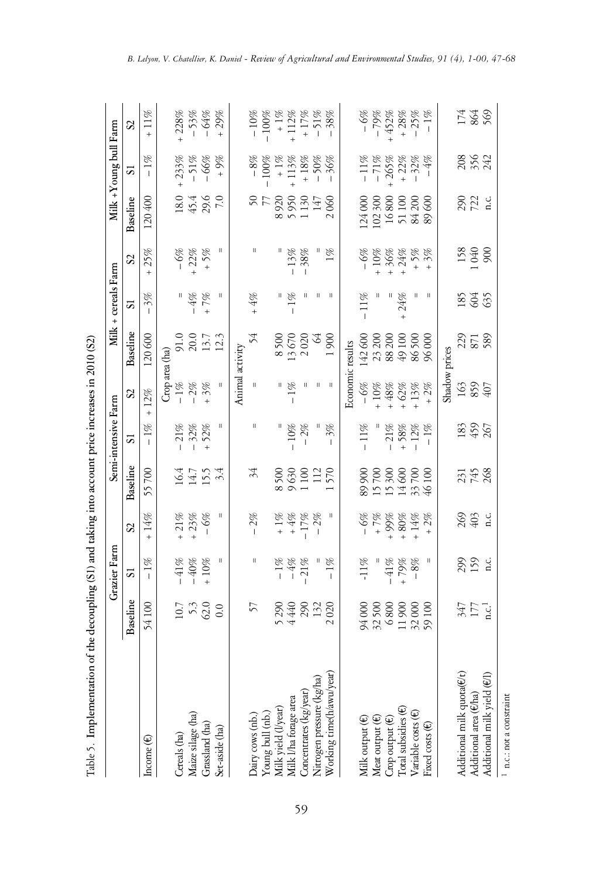Table 5. Implementation of the decoupling (S1) and taking into account price increases in 2010 (S2)

| | Grazier Farm | | | Semi-intensive Farm | | | Milk + cereals Farm | | | Milk + Young bull Farm | | |
|---|---|---|---|---|---|---|---|---|---|---|---|---|
| | Baseline | S1 | S2 | Baseline | S1 | S2 | Baseline | S1 | S2 | Baseline | S1 | S2 |
| Income (€) | 54 100 | −1% | +14% | 55 700 | −1% | +12% | 120 600 | −3% | +25% | 120 400 | −1% | +11% |
| **Crop area (ha)** | | | | | | | | | | | | |
| Cereals (ha) | 10.7 | −41% | +21% | 16.4 | −21% | −1% | 91.0 | = | −6% | 18.0 | +233% | +228% |
| Maize silage (ha) | 5.3 | −40% | +23% | 14.7 | −32% | −2% | 20.0 | −4% | +22% | 45.4 | −51% | −53% |
| Grassland (ha) | 62.0 | +10% | −6% | 15.5 | +52% | +3% | 13.7 | +7% | +5% | 29.6 | −66% | −64% |
| Set-aside (ha) | 0.0 | = | = | 3.4 | = | = | 12.3 | = | = | 7.0 | +9% | +29% |
| **Animal activity** | | | | | | | | | | | | |
| Dairy cows (nb.) | 57 | = | −2% | 34 | = | = | 54 | +4% | = | 50 | −8% | −10% |
| Young bull (nb.) | | | | | | | | | | 77 | −100% | −100% |
| Milk yield (l/year) | 5 290 | −1% | +1% | 8 500 | = | = | 8 500 | = | = | 8 920 | +1% | +1% |
| Milk l/ha forage area | 4 440 | −4% | +4% | 9 630 | −10% | −1% | 13 670 | −1% | −13% | 5 950 | +113% | +112% |
| Concentrates (kg/year) | 290 | −21% | −17% | 1 100 | −2% | = | 2 020 | = | −38% | 1 130 | +18% | +17% |
| Nitrogen pressure (kg/ha) | 132 | = | −2% | 112 | = | = | 64 | = | = | 147 | −50% | −51% |
| Working time(h/awu/year) | 2 020 | −1% | = | 1 570 | −3% | = | 1 900 | = | 1% | 2 060 | −36% | −38% |
| **Economic results** | | | | | | | | | | | | |
| Milk output (€) | 94 000 | -11% | −6% | 89 900 | −11% | −6% | 142 600 | −11% | −6% | 124 000 | −11% | −6% |
| Meat output (€) | 32 500 | = | +7% | 15 700 | = | +10% | 23 200 | = | +10% | 102 300 | −71% | −79% |
| Crop output (€) | 6 800 | −41% | +99% | 15 300 | −21% | +48% | 88 200 | = | +36% | 16 800 | +265% | +452% |
| Total subsidies (€) | 11 900 | +79% | +80% | 14 600 | +58% | +62% | 49 100 | +24% | +24% | 51 100 | +22% | +28% |
| Variable costs (€) | 32 000 | −8% | +14% | 33 700 | −12% | +13% | 86 500 | = | +5% | 84 200 | −32% | −25% |
| Fixed costs (€) | 59 100 | = | +2% | 46 100 | −1% | +2% | 96 000 | = | +3% | 89 600 | −4% | −1% |
| **Shadow prices** | | | | | | | | | | | | |
| Additional milk quota(€/t) | 347 | 299 | 269 | 231 | 183 | 163 | 229 | 185 | 158 | 290 | 208 | 174 |
| Additional area (€/ha) | 177 | 159 | 403 | 745 | 459 | 859 | 871 | 604 | 1 040 | 722 | 356 | 864 |
| Additional milk yield (€/l) | n.c.[1] | n.c. | n.c. | 268 | 267 | 407 | 589 | 635 | 900 | n.c. | 242 | 569 |

[1] n.c.: not a constraint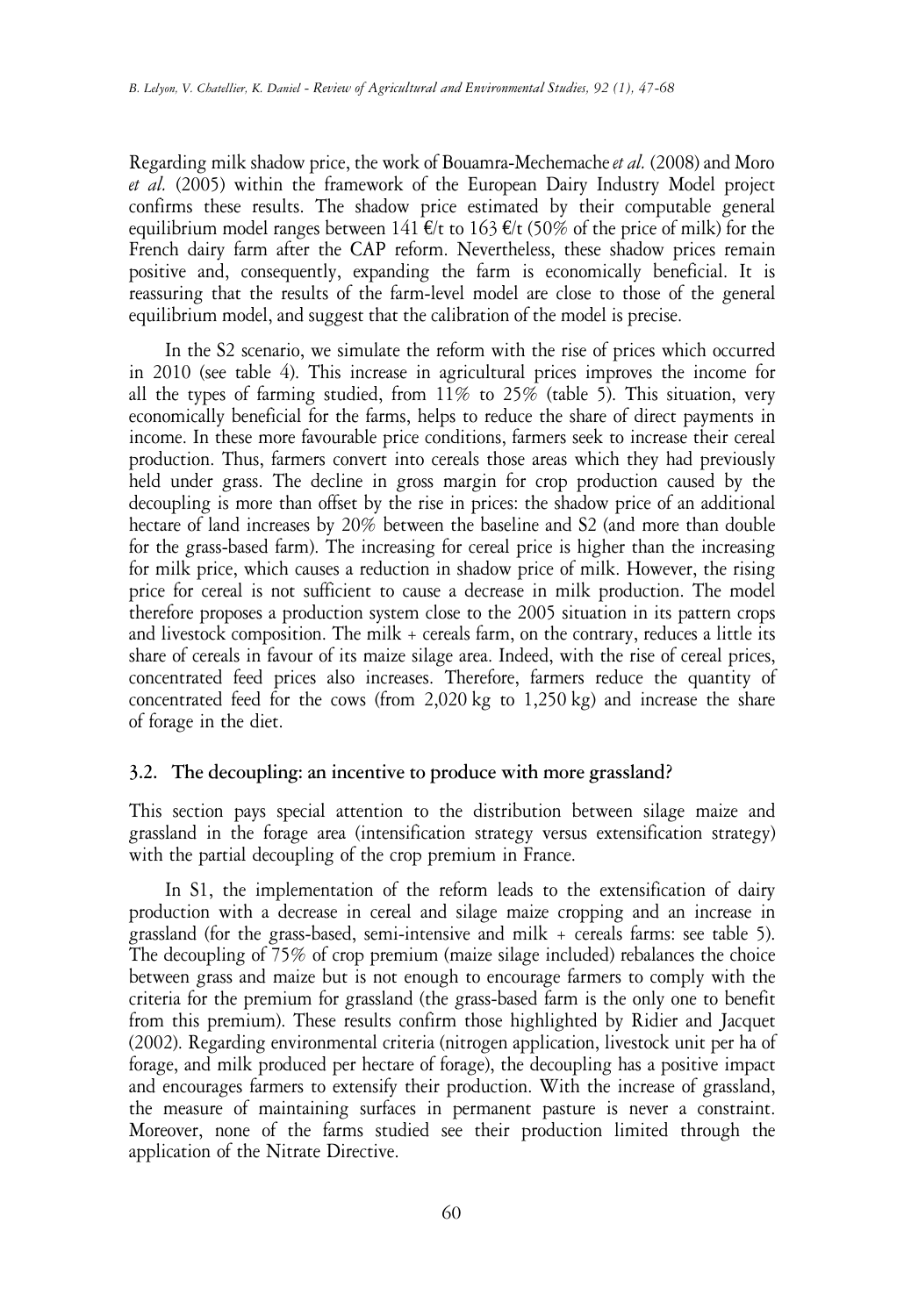Regarding milk shadow price, the work of Bouamra-Mechemache *et al.* (2008) and Moro *et al.* (2005) within the framework of the European Dairy Industry Model project confirms these results. The shadow price estimated by their computable general equilibrium model ranges between 141 €/t to 163 €/t (50% of the price of milk) for the French dairy farm after the CAP reform. Nevertheless, these shadow prices remain positive and, consequently, expanding the farm is economically beneficial. It is reassuring that the results of the farm-level model are close to those of the general equilibrium model, and suggest that the calibration of the model is precise.

In the S2 scenario, we simulate the reform with the rise of prices which occurred in 2010 (see table 4). This increase in agricultural prices improves the income for all the types of farming studied, from 11% to 25% (table 5). This situation, very economically beneficial for the farms, helps to reduce the share of direct payments in income. In these more favourable price conditions, farmers seek to increase their cereal production. Thus, farmers convert into cereals those areas which they had previously held under grass. The decline in gross margin for crop production caused by the decoupling is more than offset by the rise in prices: the shadow price of an additional hectare of land increases by 20% between the baseline and S2 (and more than double for the grass-based farm). The increasing for cereal price is higher than the increasing for milk price, which causes a reduction in shadow price of milk. However, the rising price for cereal is not sufficient to cause a decrease in milk production. The model therefore proposes a production system close to the 2005 situation in its pattern crops and livestock composition. The milk + cereals farm, on the contrary, reduces a little its share of cereals in favour of its maize silage area. Indeed, with the rise of cereal prices, concentrated feed prices also increases. Therefore, farmers reduce the quantity of concentrated feed for the cows (from 2,020 kg to 1,250 kg) and increase the share of forage in the diet.

## 3.2. The decoupling: an incentive to produce with more grassland?

This section pays special attention to the distribution between silage maize and grassland in the forage area (intensification strategy versus extensification strategy) with the partial decoupling of the crop premium in France.

In S1, the implementation of the reform leads to the extensification of dairy production with a decrease in cereal and silage maize cropping and an increase in grassland (for the grass-based, semi-intensive and milk + cereals farms: see table 5). The decoupling of 75% of crop premium (maize silage included) rebalances the choice between grass and maize but is not enough to encourage farmers to comply with the criteria for the premium for grassland (the grass-based farm is the only one to benefit from this premium). These results confirm those highlighted by Ridier and Jacquet (2002). Regarding environmental criteria (nitrogen application, livestock unit per ha of forage, and milk produced per hectare of forage), the decoupling has a positive impact and encourages farmers to extensify their production. With the increase of grassland, the measure of maintaining surfaces in permanent pasture is never a constraint. Moreover, none of the farms studied see their production limited through the application of the Nitrate Directive.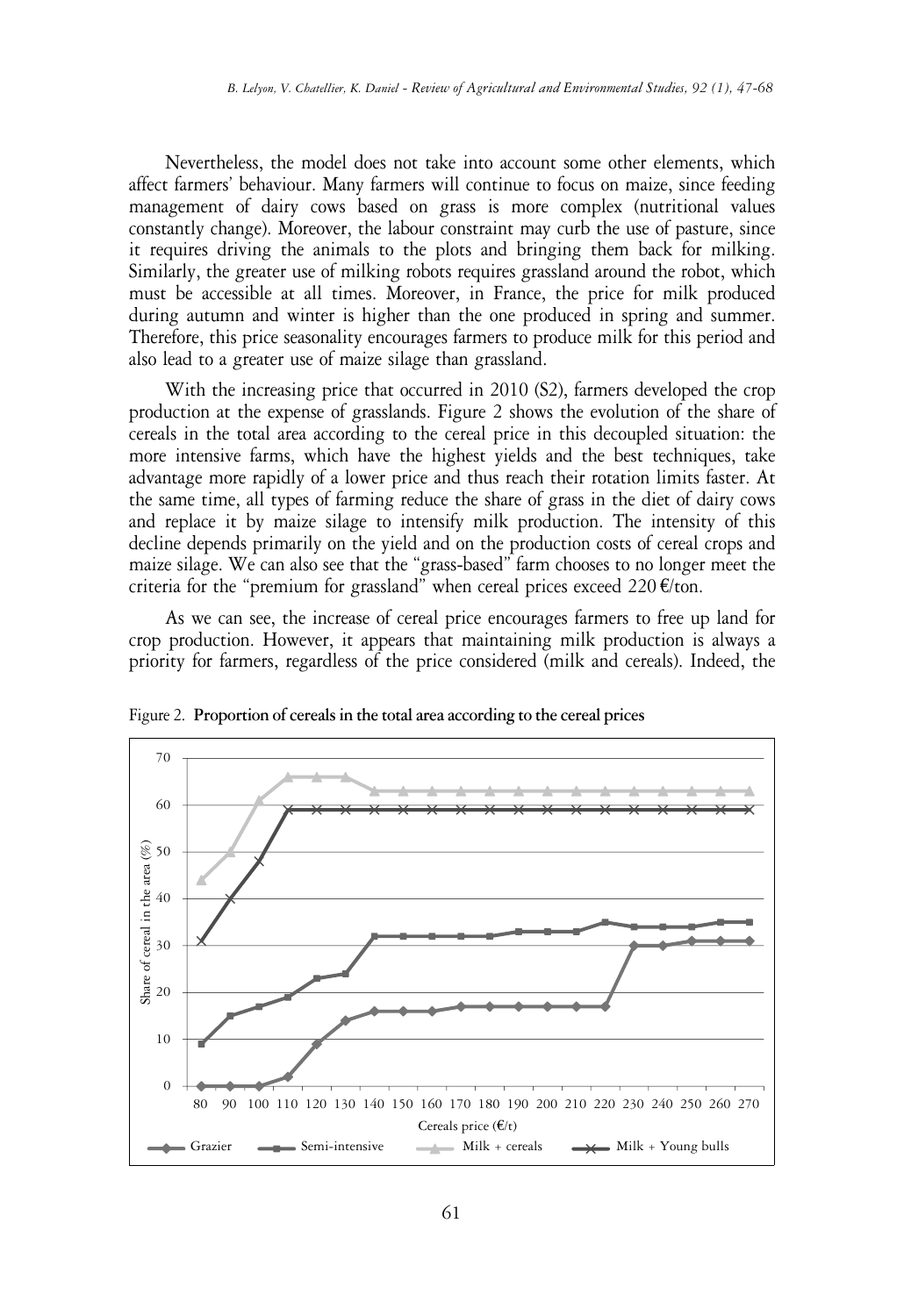Nevertheless, the model does not take into account some other elements, which affect farmers' behaviour. Many farmers will continue to focus on maize, since feeding management of dairy cows based on grass is more complex (nutritional values constantly change). Moreover, the labour constraint may curb the use of pasture, since it requires driving the animals to the plots and bringing them back for milking. Similarly, the greater use of milking robots requires grassland around the robot, which must be accessible at all times. Moreover, in France, the price for milk produced during autumn and winter is higher than the one produced in spring and summer. Therefore, this price seasonality encourages farmers to produce milk for this period and also lead to a greater use of maize silage than grassland.

With the increasing price that occurred in 2010 (S2), farmers developed the crop production at the expense of grasslands. Figure 2 shows the evolution of the share of cereals in the total area according to the cereal price in this decoupled situation: the more intensive farms, which have the highest yields and the best techniques, take advantage more rapidly of a lower price and thus reach their rotation limits faster. At the same time, all types of farming reduce the share of grass in the diet of dairy cows and replace it by maize silage to intensify milk production. The intensity of this decline depends primarily on the yield and on the production costs of cereal crops and maize silage. We can also see that the "grass-based" farm chooses to no longer meet the criteria for the "premium for grassland" when cereal prices exceed 220 €/ton.

As we can see, the increase of cereal price encourages farmers to free up land for crop production. However, it appears that maintaining milk production is always a priority for farmers, regardless of the price considered (milk and cereals). Indeed, the

Figure 2. **Proportion of cereals in the total area according to the cereal prices**

| Cereals price (€/t) | 80 | 90 | 100 | 110 | 120 | 130 | 140 | 150 | 160 | 170 | 180 | 190 | 200 | 210 | 220 | 230 | 240 | 250 | 260 | 270 |
|---|---|---|---|---|---|---|---|---|---|---|---|---|---|---|---|---|---|---|---|---|
| Grazier | 0 | 0 | 0 | 2 | 9 | 14 | 16 | 16 | 16 | 17 | 17 | 17 | 17 | 17 | 17 | 30 | 30 | 31 | 31 | 31 |
| Semi-intensive | 9 | 15 | 17 | 19 | 23 | 24 | 32 | 32 | 32 | 32 | 32 | 33 | 33 | 33 | 35 | 34 | 34 | 34 | 35 | 35 |
| Milk + cereals | 44 | 50 | 61 | 66 | 66 | 66 | 63 | 63 | 63 | 63 | 63 | 63 | 63 | 63 | 63 | 63 | 63 | 63 | 63 | 63 |
| Milk + Young bulls | 31 | 40 | 48 | 59 | 59 | 59 | 59 | 59 | 59 | 59 | 59 | 59 | 59 | 59 | 59 | 59 | 59 | 59 | 59 | 59 |

Share of cereal in the area (%)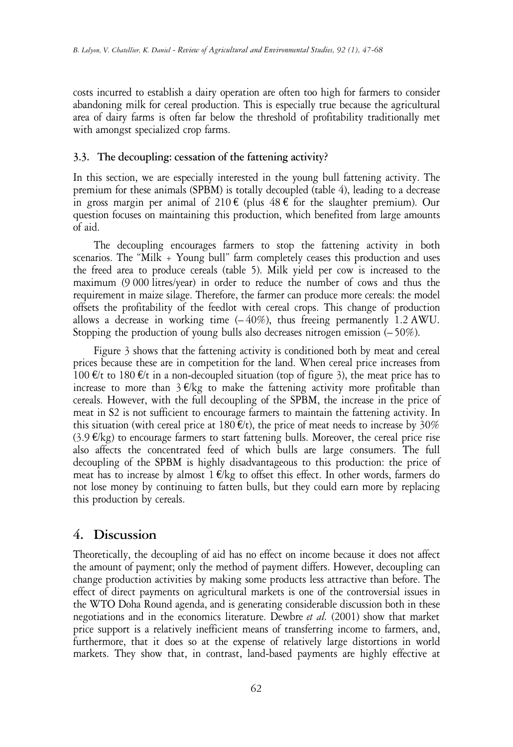costs incurred to establish a dairy operation are often too high for farmers to consider abandoning milk for cereal production. This is especially true because the agricultural area of dairy farms is often far below the threshold of profitability traditionally met with amongst specialized crop farms.

### 3.3. The decoupling: cessation of the fattening activity?

In this section, we are especially interested in the young bull fattening activity. The premium for these animals (SPBM) is totally decoupled (table 4), leading to a decrease in gross margin per animal of 210 € (plus 48 € for the slaughter premium). Our question focuses on maintaining this production, which benefited from large amounts of aid.

The decoupling encourages farmers to stop the fattening activity in both scenarios. The "Milk + Young bull" farm completely ceases this production and uses the freed area to produce cereals (table 5). Milk yield per cow is increased to the maximum (9 000 litres/year) in order to reduce the number of cows and thus the requirement in maize silage. Therefore, the farmer can produce more cereals: the model offsets the profitability of the feedlot with cereal crops. This change of production allows a decrease in working time (– 40%), thus freeing permanently 1.2 AWU. Stopping the production of young bulls also decreases nitrogen emission (– 50%).

Figure 3 shows that the fattening activity is conditioned both by meat and cereal prices because these are in competition for the land. When cereal price increases from 100 €/t to 180 €/t in a non-decoupled situation (top of figure 3), the meat price has to increase to more than 3 €/kg to make the fattening activity more profitable than cereals. However, with the full decoupling of the SPBM, the increase in the price of meat in S2 is not sufficient to encourage farmers to maintain the fattening activity. In this situation (with cereal price at 180 €/t), the price of meat needs to increase by 30% (3.9 €/kg) to encourage farmers to start fattening bulls. Moreover, the cereal price rise also affects the concentrated feed of which bulls are large consumers. The full decoupling of the SPBM is highly disadvantageous to this production: the price of meat has to increase by almost 1 €/kg to offset this effect. In other words, farmers do not lose money by continuing to fatten bulls, but they could earn more by replacing this production by cereals.

## 4. Discussion

Theoretically, the decoupling of aid has no effect on income because it does not affect the amount of payment; only the method of payment differs. However, decoupling can change production activities by making some products less attractive than before. The effect of direct payments on agricultural markets is one of the controversial issues in the WTO Doha Round agenda, and is generating considerable discussion both in these negotiations and in the economics literature. Dewbre *et al.* (2001) show that market price support is a relatively inefficient means of transferring income to farmers, and, furthermore, that it does so at the expense of relatively large distortions in world markets. They show that, in contrast, land-based payments are highly effective at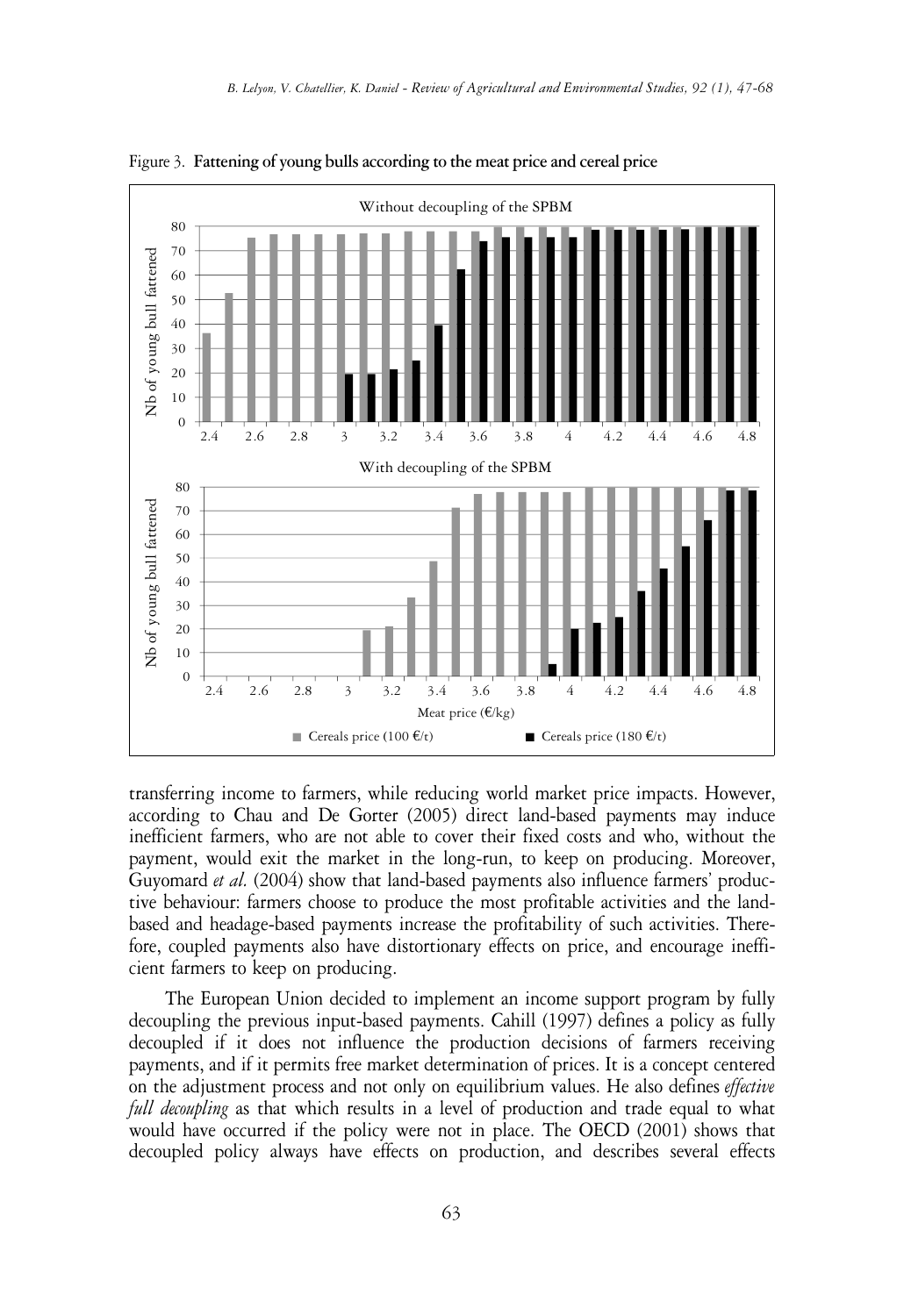Figure 3. **Fattening of young bulls according to the meat price and cereal price**

transferring income to farmers, while reducing world market price impacts. However, according to Chau and De Gorter (2005) direct land-based payments may induce inefficient farmers, who are not able to cover their fixed costs and who, without the payment, would exit the market in the long-run, to keep on producing. Moreover, Guyomard *et al.* (2004) show that land-based payments also influence farmers' productive behaviour: farmers choose to produce the most profitable activities and the land-based and headage-based payments increase the profitability of such activities. Therefore, coupled payments also have distortionary effects on price, and encourage inefficient farmers to keep on producing.

The European Union decided to implement an income support program by fully decoupling the previous input-based payments. Cahill (1997) defines a policy as fully decoupled if it does not influence the production decisions of farmers receiving payments, and if it permits free market determination of prices. It is a concept centered on the adjustment process and not only on equilibrium values. He also defines *effective full decoupling* as that which results in a level of production and trade equal to what would have occurred if the policy were not in place. The OECD (2001) shows that decoupled policy always have effects on production, and describes several effects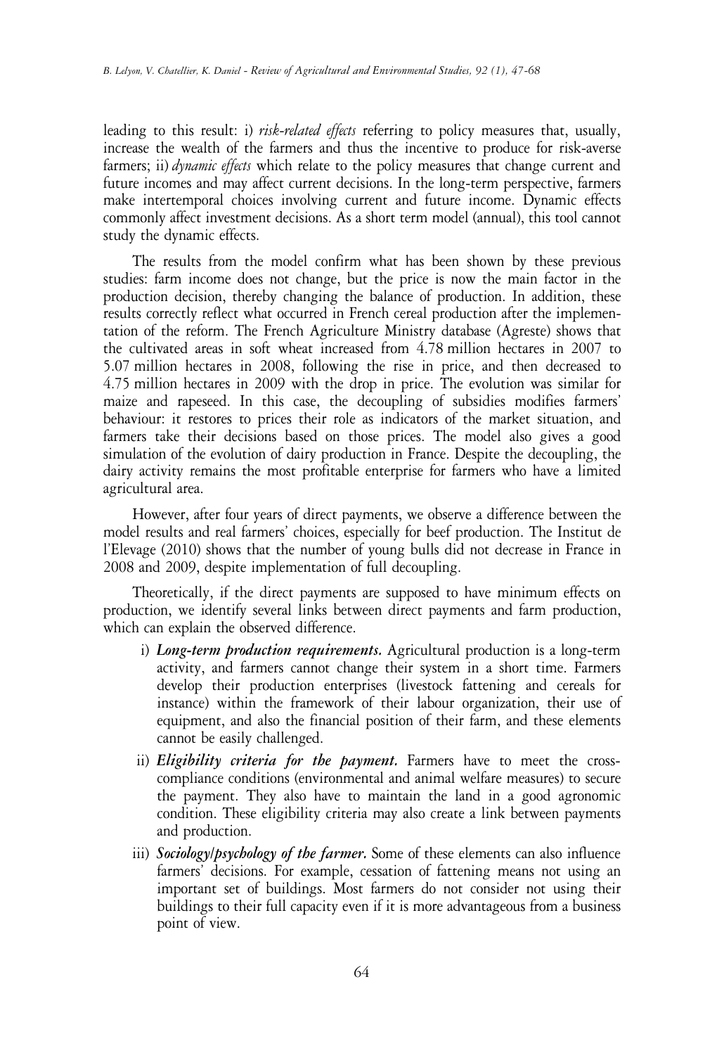leading to this result: i) *risk-related effects* referring to policy measures that, usually, increase the wealth of the farmers and thus the incentive to produce for risk-averse farmers; ii) *dynamic effects* which relate to the policy measures that change current and future incomes and may affect current decisions. In the long-term perspective, farmers make intertemporal choices involving current and future income. Dynamic effects commonly affect investment decisions. As a short term model (annual), this tool cannot study the dynamic effects.

The results from the model confirm what has been shown by these previous studies: farm income does not change, but the price is now the main factor in the production decision, thereby changing the balance of production. In addition, these results correctly reflect what occurred in French cereal production after the implementation of the reform. The French Agriculture Ministry database (Agreste) shows that the cultivated areas in soft wheat increased from 4.78 million hectares in 2007 to 5.07 million hectares in 2008, following the rise in price, and then decreased to 4.75 million hectares in 2009 with the drop in price. The evolution was similar for maize and rapeseed. In this case, the decoupling of subsidies modifies farmers' behaviour: it restores to prices their role as indicators of the market situation, and farmers take their decisions based on those prices. The model also gives a good simulation of the evolution of dairy production in France. Despite the decoupling, the dairy activity remains the most profitable enterprise for farmers who have a limited agricultural area.

However, after four years of direct payments, we observe a difference between the model results and real farmers' choices, especially for beef production. The Institut de l'Elevage (2010) shows that the number of young bulls did not decrease in France in 2008 and 2009, despite implementation of full decoupling.

Theoretically, if the direct payments are supposed to have minimum effects on production, we identify several links between direct payments and farm production, which can explain the observed difference.

i) ***Long-term production requirements.*** Agricultural production is a long-term activity, and farmers cannot change their system in a short time. Farmers develop their production enterprises (livestock fattening and cereals for instance) within the framework of their labour organization, their use of equipment, and also the financial position of their farm, and these elements cannot be easily challenged.

ii) ***Eligibility criteria for the payment.*** Farmers have to meet the cross-compliance conditions (environmental and animal welfare measures) to secure the payment. They also have to maintain the land in a good agronomic condition. These eligibility criteria may also create a link between payments and production.

iii) ***Sociology/psychology of the farmer.*** Some of these elements can also influence farmers' decisions. For example, cessation of fattening means not using an important set of buildings. Most farmers do not consider not using their buildings to their full capacity even if it is more advantageous from a business point of view.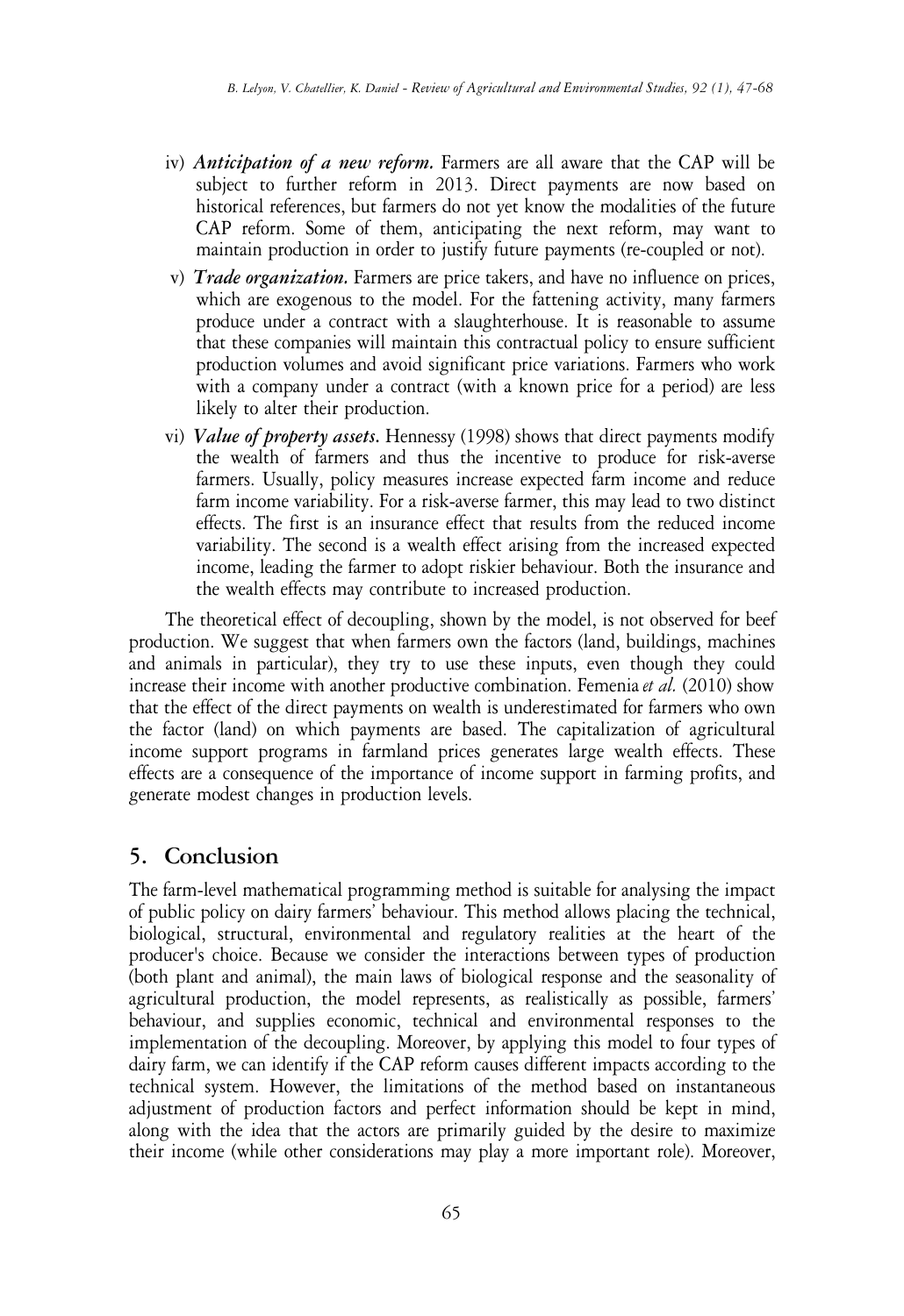iv) ***Anticipation of a new reform.*** Farmers are all aware that the CAP will be subject to further reform in 2013. Direct payments are now based on historical references, but farmers do not yet know the modalities of the future CAP reform. Some of them, anticipating the next reform, may want to maintain production in order to justify future payments (re-coupled or not).

v) ***Trade organization.*** Farmers are price takers, and have no influence on prices, which are exogenous to the model. For the fattening activity, many farmers produce under a contract with a slaughterhouse. It is reasonable to assume that these companies will maintain this contractual policy to ensure sufficient production volumes and avoid significant price variations. Farmers who work with a company under a contract (with a known price for a period) are less likely to alter their production.

vi) ***Value of property assets.*** Hennessy (1998) shows that direct payments modify the wealth of farmers and thus the incentive to produce for risk-averse farmers. Usually, policy measures increase expected farm income and reduce farm income variability. For a risk-averse farmer, this may lead to two distinct effects. The first is an insurance effect that results from the reduced income variability. The second is a wealth effect arising from the increased expected income, leading the farmer to adopt riskier behaviour. Both the insurance and the wealth effects may contribute to increased production.

The theoretical effect of decoupling, shown by the model, is not observed for beef production. We suggest that when farmers own the factors (land, buildings, machines and animals in particular), they try to use these inputs, even though they could increase their income with another productive combination. Femenia *et al.* (2010) show that the effect of the direct payments on wealth is underestimated for farmers who own the factor (land) on which payments are based. The capitalization of agricultural income support programs in farmland prices generates large wealth effects. These effects are a consequence of the importance of income support in farming profits, and generate modest changes in production levels.

## 5. Conclusion

The farm-level mathematical programming method is suitable for analysing the impact of public policy on dairy farmers' behaviour. This method allows placing the technical, biological, structural, environmental and regulatory realities at the heart of the producer's choice. Because we consider the interactions between types of production (both plant and animal), the main laws of biological response and the seasonality of agricultural production, the model represents, as realistically as possible, farmers' behaviour, and supplies economic, technical and environmental responses to the implementation of the decoupling. Moreover, by applying this model to four types of dairy farm, we can identify if the CAP reform causes different impacts according to the technical system. However, the limitations of the method based on instantaneous adjustment of production factors and perfect information should be kept in mind, along with the idea that the actors are primarily guided by the desire to maximize their income (while other considerations may play a more important role). Moreover,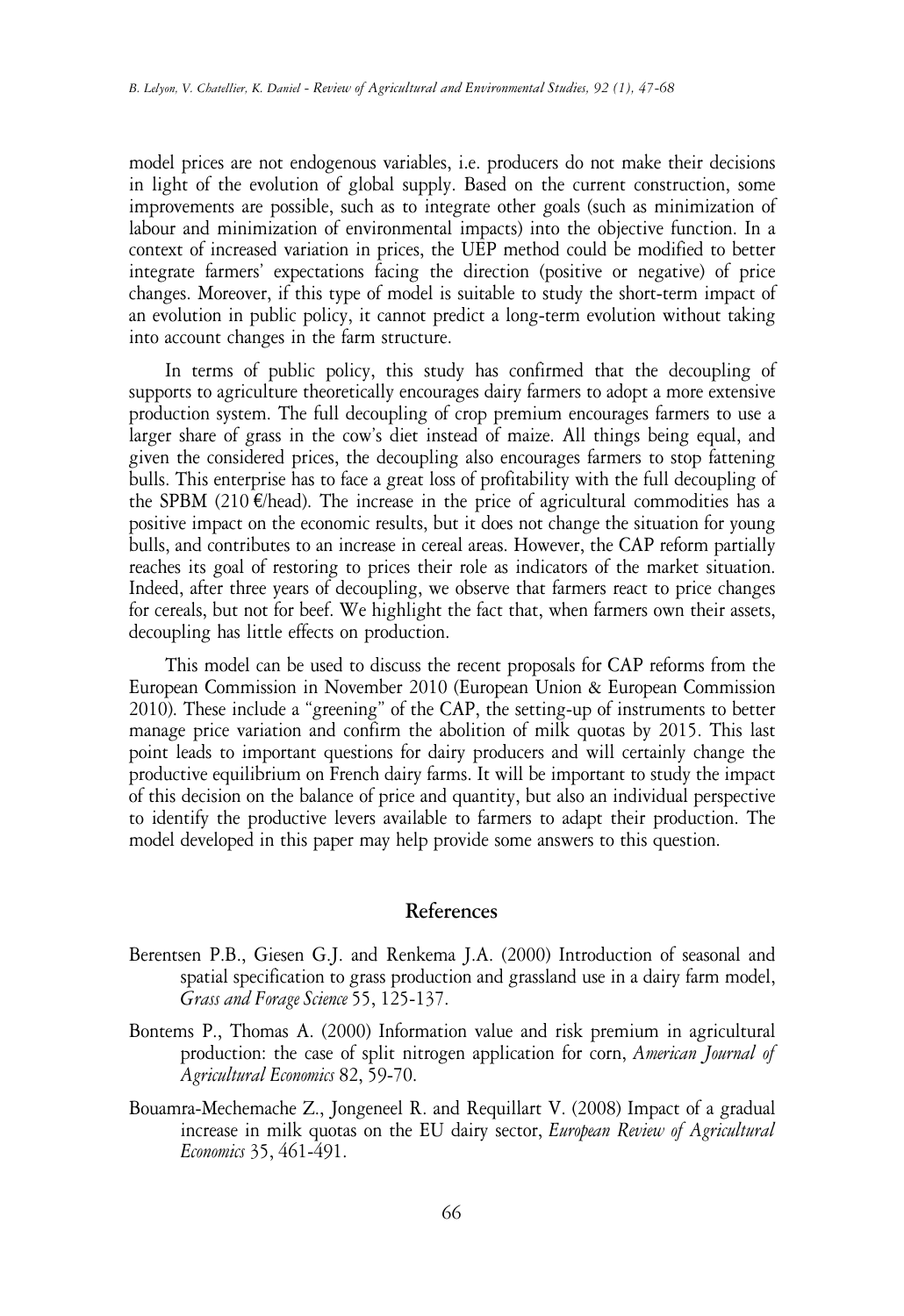model prices are not endogenous variables, i.e. producers do not make their decisions in light of the evolution of global supply. Based on the current construction, some improvements are possible, such as to integrate other goals (such as minimization of labour and minimization of environmental impacts) into the objective function. In a context of increased variation in prices, the UEP method could be modified to better integrate farmers' expectations facing the direction (positive or negative) of price changes. Moreover, if this type of model is suitable to study the short-term impact of an evolution in public policy, it cannot predict a long-term evolution without taking into account changes in the farm structure.

In terms of public policy, this study has confirmed that the decoupling of supports to agriculture theoretically encourages dairy farmers to adopt a more extensive production system. The full decoupling of crop premium encourages farmers to use a larger share of grass in the cow's diet instead of maize. All things being equal, and given the considered prices, the decoupling also encourages farmers to stop fattening bulls. This enterprise has to face a great loss of profitability with the full decoupling of the SPBM (210 €/head). The increase in the price of agricultural commodities has a positive impact on the economic results, but it does not change the situation for young bulls, and contributes to an increase in cereal areas. However, the CAP reform partially reaches its goal of restoring to prices their role as indicators of the market situation. Indeed, after three years of decoupling, we observe that farmers react to price changes for cereals, but not for beef. We highlight the fact that, when farmers own their assets, decoupling has little effects on production.

This model can be used to discuss the recent proposals for CAP reforms from the European Commission in November 2010 (European Union & European Commission 2010). These include a "greening" of the CAP, the setting-up of instruments to better manage price variation and confirm the abolition of milk quotas by 2015. This last point leads to important questions for dairy producers and will certainly change the productive equilibrium on French dairy farms. It will be important to study the impact of this decision on the balance of price and quantity, but also an individual perspective to identify the productive levers available to farmers to adapt their production. The model developed in this paper may help provide some answers to this question.

## References

Berentsen P.B., Giesen G.J. and Renkema J.A. (2000) Introduction of seasonal and spatial specification to grass production and grassland use in a dairy farm model, *Grass and Forage Science* 55, 125-137.

Bontems P., Thomas A. (2000) Information value and risk premium in agricultural production: the case of split nitrogen application for corn, *American Journal of Agricultural Economics* 82, 59-70.

Bouamra-Mechemache Z., Jongeneel R. and Requillart V. (2008) Impact of a gradual increase in milk quotas on the EU dairy sector, *European Review of Agricultural Economics* 35, 461-491.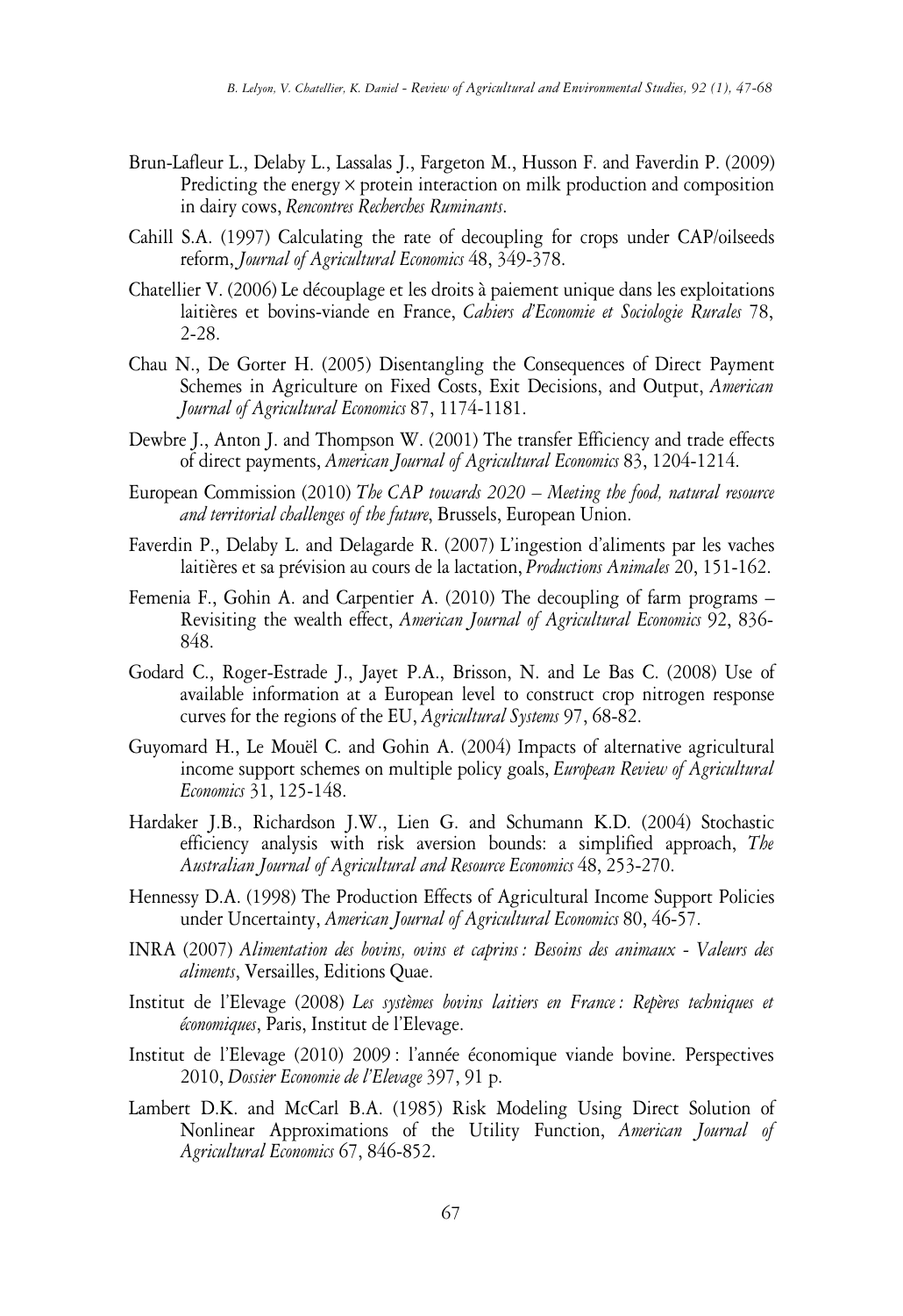Brun-Lafleur L., Delaby L., Lassalas J., Fargeton M., Husson F. and Faverdin P. (2009) Predicting the energy × protein interaction on milk production and composition in dairy cows, *Rencontres Recherches Ruminants*.

Cahill S.A. (1997) Calculating the rate of decoupling for crops under CAP/oilseeds reform, *Journal of Agricultural Economics* 48, 349-378.

Chatellier V. (2006) Le découplage et les droits à paiement unique dans les exploitations laitières et bovins-viande en France, *Cahiers d'Economie et Sociologie Rurales* 78, 2-28.

Chau N., De Gorter H. (2005) Disentangling the Consequences of Direct Payment Schemes in Agriculture on Fixed Costs, Exit Decisions, and Output, *American Journal of Agricultural Economics* 87, 1174-1181.

Dewbre J., Anton J. and Thompson W. (2001) The transfer Efficiency and trade effects of direct payments, *American Journal of Agricultural Economics* 83, 1204-1214.

European Commission (2010) *The CAP towards 2020 – Meeting the food, natural resource and territorial challenges of the future*, Brussels, European Union.

Faverdin P., Delaby L. and Delagarde R. (2007) L'ingestion d'aliments par les vaches laitières et sa prévision au cours de la lactation, *Productions Animales* 20, 151-162.

Femenia F., Gohin A. and Carpentier A. (2010) The decoupling of farm programs – Revisiting the wealth effect, *American Journal of Agricultural Economics* 92, 836-848.

Godard C., Roger-Estrade J., Jayet P.A., Brisson, N. and Le Bas C. (2008) Use of available information at a European level to construct crop nitrogen response curves for the regions of the EU, *Agricultural Systems* 97, 68-82.

Guyomard H., Le Mouël C. and Gohin A. (2004) Impacts of alternative agricultural income support schemes on multiple policy goals, *European Review of Agricultural Economics* 31, 125-148.

Hardaker J.B., Richardson J.W., Lien G. and Schumann K.D. (2004) Stochastic efficiency analysis with risk aversion bounds: a simplified approach, *The Australian Journal of Agricultural and Resource Economics* 48, 253-270.

Hennessy D.A. (1998) The Production Effects of Agricultural Income Support Policies under Uncertainty, *American Journal of Agricultural Economics* 80, 46-57.

INRA (2007) *Alimentation des bovins, ovins et caprins : Besoins des animaux - Valeurs des aliments*, Versailles, Editions Quae.

Institut de l'Elevage (2008) *Les systèmes bovins laitiers en France : Repères techniques et économiques*, Paris, Institut de l'Elevage.

Institut de l'Elevage (2010) 2009 : l'année économique viande bovine. Perspectives 2010, *Dossier Economie de l'Elevage* 397, 91 p.

Lambert D.K. and McCarl B.A. (1985) Risk Modeling Using Direct Solution of Nonlinear Approximations of the Utility Function, *American Journal of Agricultural Economics* 67, 846-852.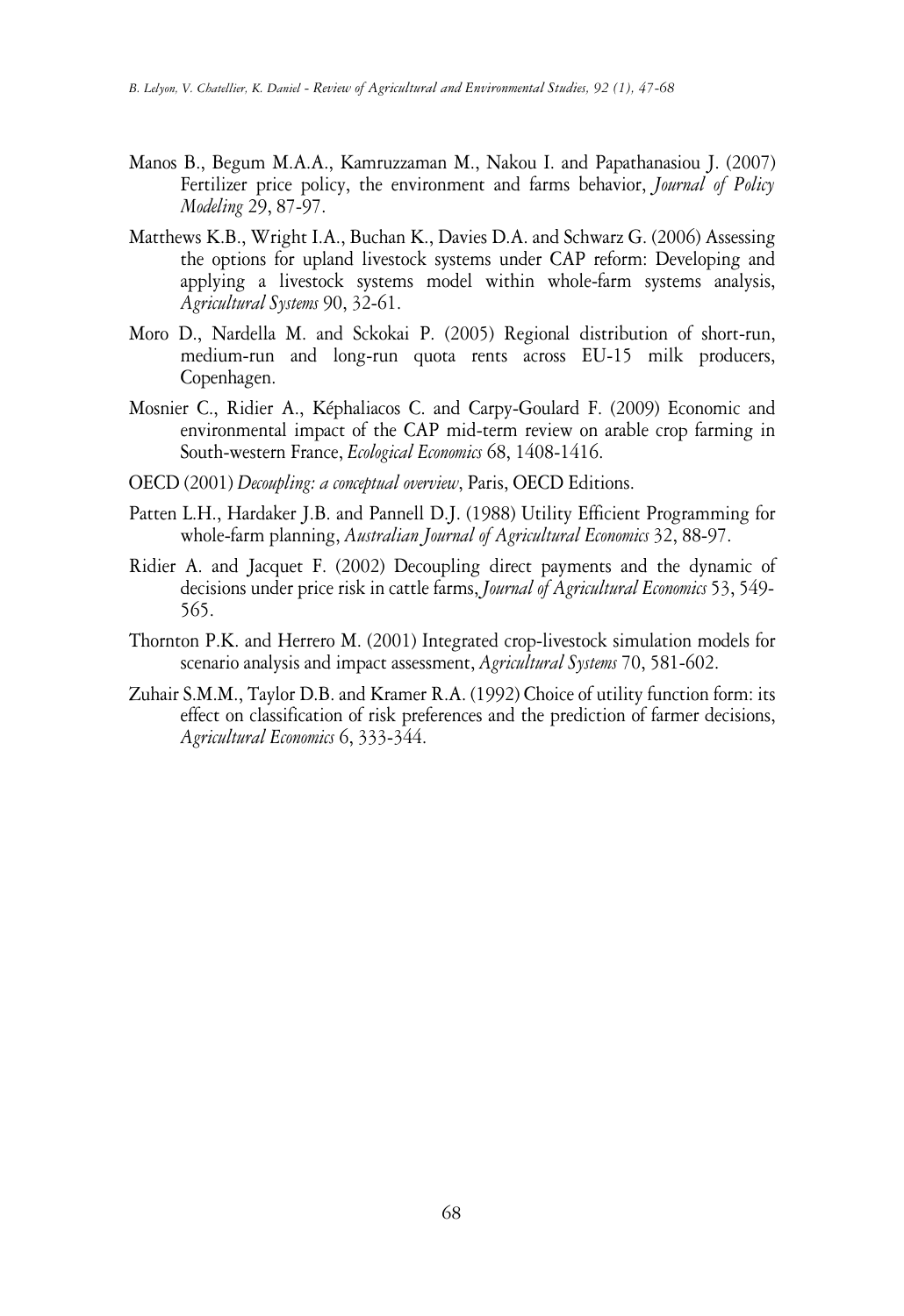Manos B., Begum M.A.A., Kamruzzaman M., Nakou I. and Papathanasiou J. (2007) Fertilizer price policy, the environment and farms behavior, *Journal of Policy Modeling* 29, 87-97.

Matthews K.B., Wright I.A., Buchan K., Davies D.A. and Schwarz G. (2006) Assessing the options for upland livestock systems under CAP reform: Developing and applying a livestock systems model within whole-farm systems analysis, *Agricultural Systems* 90, 32-61.

Moro D., Nardella M. and Sckokai P. (2005) Regional distribution of short-run, medium-run and long-run quota rents across EU-15 milk producers, Copenhagen.

Mosnier C., Ridier A., Képhaliacos C. and Carpy-Goulard F. (2009) Economic and environmental impact of the CAP mid-term review on arable crop farming in South-western France, *Ecological Economics* 68, 1408-1416.

OECD (2001) *Decoupling: a conceptual overview*, Paris, OECD Editions.

Patten L.H., Hardaker J.B. and Pannell D.J. (1988) Utility Efficient Programming for whole-farm planning, *Australian Journal of Agricultural Economics* 32, 88-97.

Ridier A. and Jacquet F. (2002) Decoupling direct payments and the dynamic of decisions under price risk in cattle farms, *Journal of Agricultural Economics* 53, 549-565.

Thornton P.K. and Herrero M. (2001) Integrated crop-livestock simulation models for scenario analysis and impact assessment, *Agricultural Systems* 70, 581-602.

Zuhair S.M.M., Taylor D.B. and Kramer R.A. (1992) Choice of utility function form: its effect on classification of risk preferences and the prediction of farmer decisions, *Agricultural Economics* 6, 333-344.